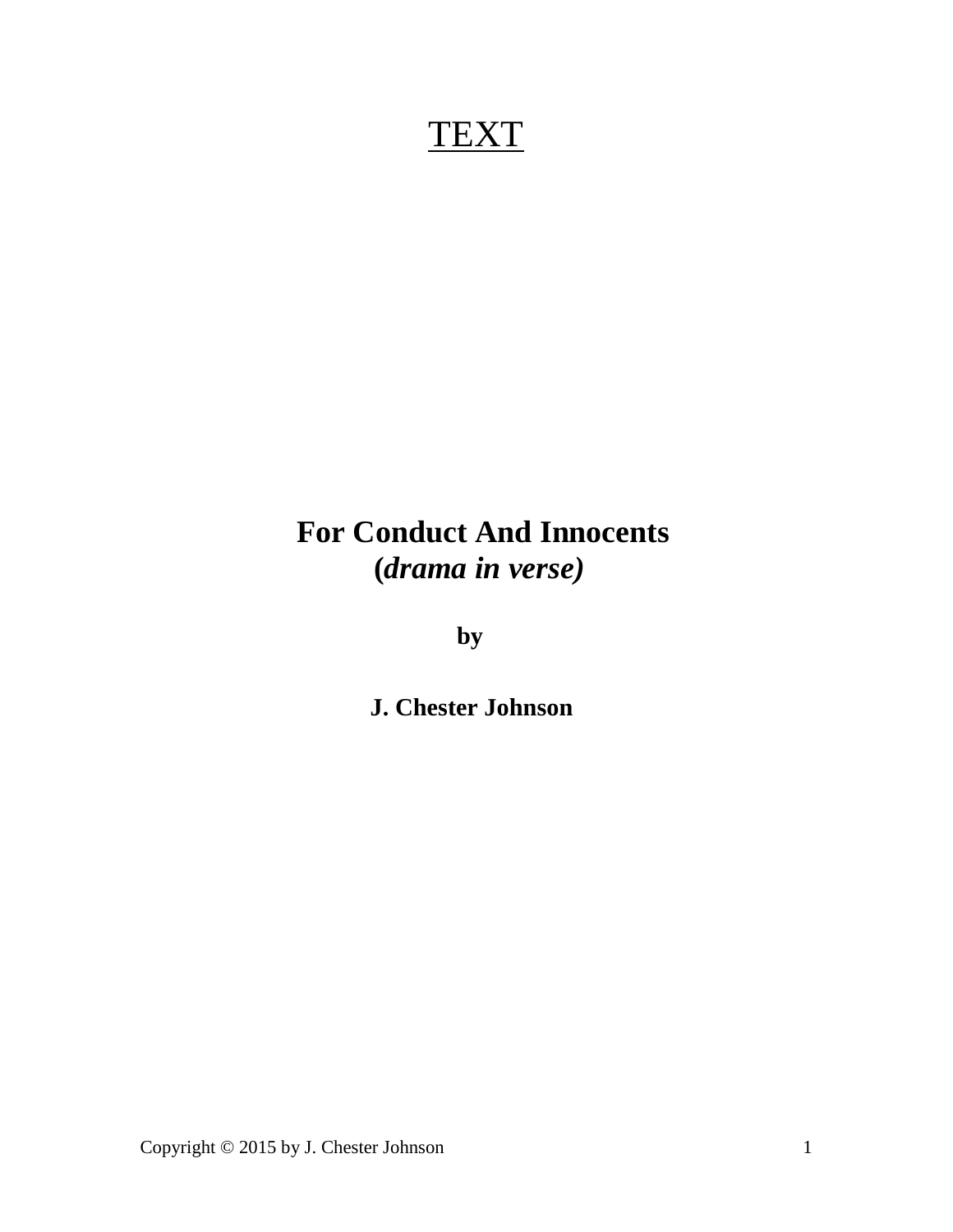# <u>TEXT</u>

# For Conduct And Innocents
## (*drama in verse)*

**by**

**J. Chester Johnson**

Copyright © 2015 by J. Chester Johnson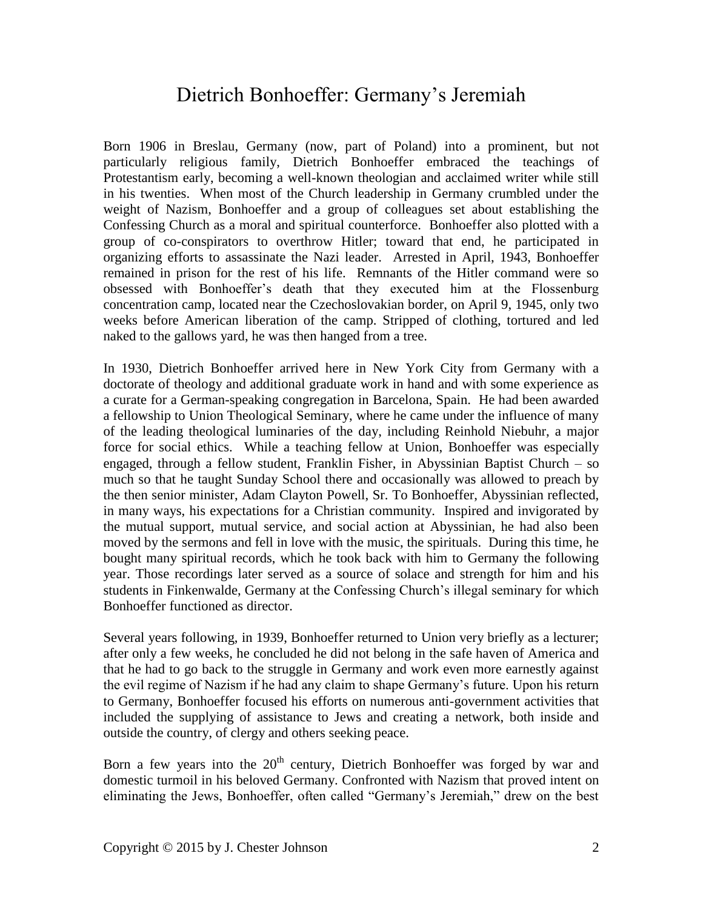# Dietrich Bonhoeffer: Germany's Jeremiah

Born 1906 in Breslau, Germany (now, part of Poland) into a prominent, but not particularly religious family, Dietrich Bonhoeffer embraced the teachings of Protestantism early, becoming a well-known theologian and acclaimed writer while still in his twenties. When most of the Church leadership in Germany crumbled under the weight of Nazism, Bonhoeffer and a group of colleagues set about establishing the Confessing Church as a moral and spiritual counterforce. Bonhoeffer also plotted with a group of co-conspirators to overthrow Hitler; toward that end, he participated in organizing efforts to assassinate the Nazi leader. Arrested in April, 1943, Bonhoeffer remained in prison for the rest of his life. Remnants of the Hitler command were so obsessed with Bonhoeffer's death that they executed him at the Flossenburg concentration camp, located near the Czechoslovakian border, on April 9, 1945, only two weeks before American liberation of the camp. Stripped of clothing, tortured and led naked to the gallows yard, he was then hanged from a tree.

In 1930, Dietrich Bonhoeffer arrived here in New York City from Germany with a doctorate of theology and additional graduate work in hand and with some experience as a curate for a German-speaking congregation in Barcelona, Spain. He had been awarded a fellowship to Union Theological Seminary, where he came under the influence of many of the leading theological luminaries of the day, including Reinhold Niebuhr, a major force for social ethics. While a teaching fellow at Union, Bonhoeffer was especially engaged, through a fellow student, Franklin Fisher, in Abyssinian Baptist Church – so much so that he taught Sunday School there and occasionally was allowed to preach by the then senior minister, Adam Clayton Powell, Sr. To Bonhoeffer, Abyssinian reflected, in many ways, his expectations for a Christian community. Inspired and invigorated by the mutual support, mutual service, and social action at Abyssinian, he had also been moved by the sermons and fell in love with the music, the spirituals. During this time, he bought many spiritual records, which he took back with him to Germany the following year. Those recordings later served as a source of solace and strength for him and his students in Finkenwalde, Germany at the Confessing Church's illegal seminary for which Bonhoeffer functioned as director.

Several years following, in 1939, Bonhoeffer returned to Union very briefly as a lecturer; after only a few weeks, he concluded he did not belong in the safe haven of America and that he had to go back to the struggle in Germany and work even more earnestly against the evil regime of Nazism if he had any claim to shape Germany's future. Upon his return to Germany, Bonhoeffer focused his efforts on numerous anti-government activities that included the supplying of assistance to Jews and creating a network, both inside and outside the country, of clergy and others seeking peace.

Born a few years into the 20th century, Dietrich Bonhoeffer was forged by war and domestic turmoil in his beloved Germany. Confronted with Nazism that proved intent on eliminating the Jews, Bonhoeffer, often called "Germany's Jeremiah," drew on the best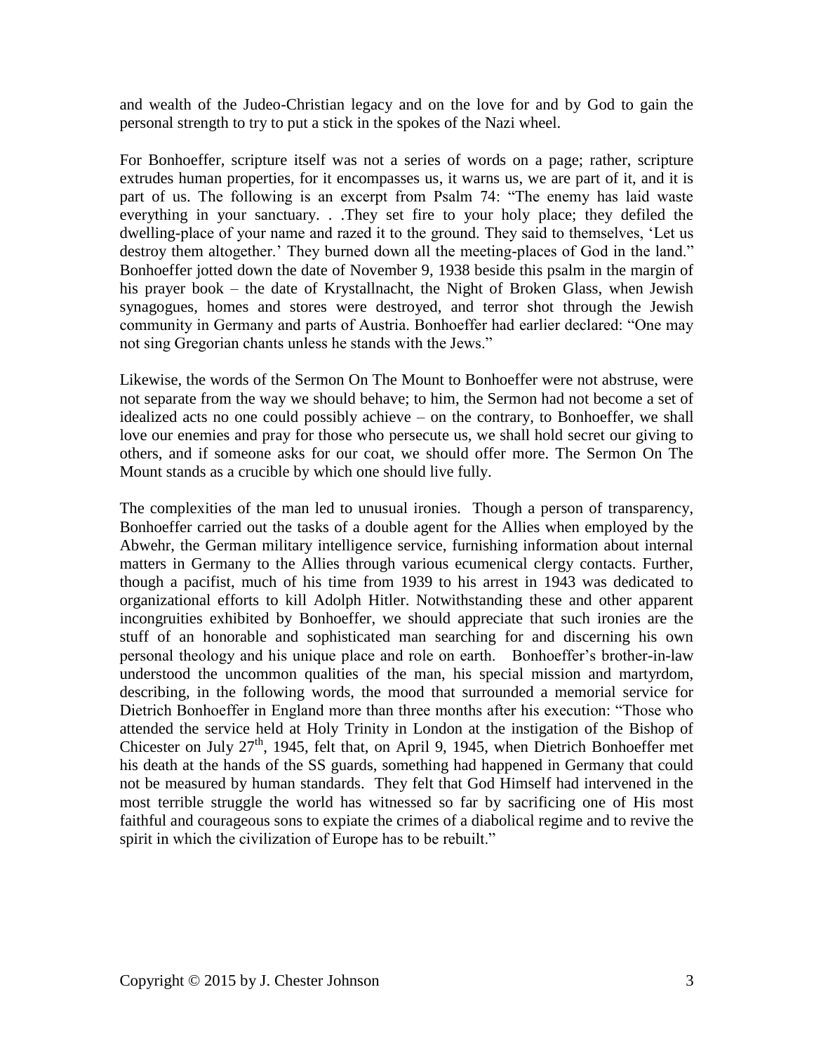and wealth of the Judeo-Christian legacy and on the love for and by God to gain the personal strength to try to put a stick in the spokes of the Nazi wheel.

For Bonhoeffer, scripture itself was not a series of words on a page; rather, scripture extrudes human properties, for it encompasses us, it warns us, we are part of it, and it is part of us. The following is an excerpt from Psalm 74: "The enemy has laid waste everything in your sanctuary. . .They set fire to your holy place; they defiled the dwelling-place of your name and razed it to the ground. They said to themselves, 'Let us destroy them altogether.' They burned down all the meeting-places of God in the land." Bonhoeffer jotted down the date of November 9, 1938 beside this psalm in the margin of his prayer book – the date of Krystallnacht, the Night of Broken Glass, when Jewish synagogues, homes and stores were destroyed, and terror shot through the Jewish community in Germany and parts of Austria. Bonhoeffer had earlier declared: "One may not sing Gregorian chants unless he stands with the Jews."

Likewise, the words of the Sermon On The Mount to Bonhoeffer were not abstruse, were not separate from the way we should behave; to him, the Sermon had not become a set of idealized acts no one could possibly achieve – on the contrary, to Bonhoeffer, we shall love our enemies and pray for those who persecute us, we shall hold secret our giving to others, and if someone asks for our coat, we should offer more. The Sermon On The Mount stands as a crucible by which one should live fully.

The complexities of the man led to unusual ironies. Though a person of transparency, Bonhoeffer carried out the tasks of a double agent for the Allies when employed by the Abwehr, the German military intelligence service, furnishing information about internal matters in Germany to the Allies through various ecumenical clergy contacts. Further, though a pacifist, much of his time from 1939 to his arrest in 1943 was dedicated to organizational efforts to kill Adolph Hitler. Notwithstanding these and other apparent incongruities exhibited by Bonhoeffer, we should appreciate that such ironies are the stuff of an honorable and sophisticated man searching for and discerning his own personal theology and his unique place and role on earth. Bonhoeffer's brother-in-law understood the uncommon qualities of the man, his special mission and martyrdom, describing, in the following words, the mood that surrounded a memorial service for Dietrich Bonhoeffer in England more than three months after his execution: "Those who attended the service held at Holy Trinity in London at the instigation of the Bishop of Chicester on July 27th, 1945, felt that, on April 9, 1945, when Dietrich Bonhoeffer met his death at the hands of the SS guards, something had happened in Germany that could not be measured by human standards. They felt that God Himself had intervened in the most terrible struggle the world has witnessed so far by sacrificing one of His most faithful and courageous sons to expiate the crimes of a diabolical regime and to revive the spirit in which the civilization of Europe has to be rebuilt."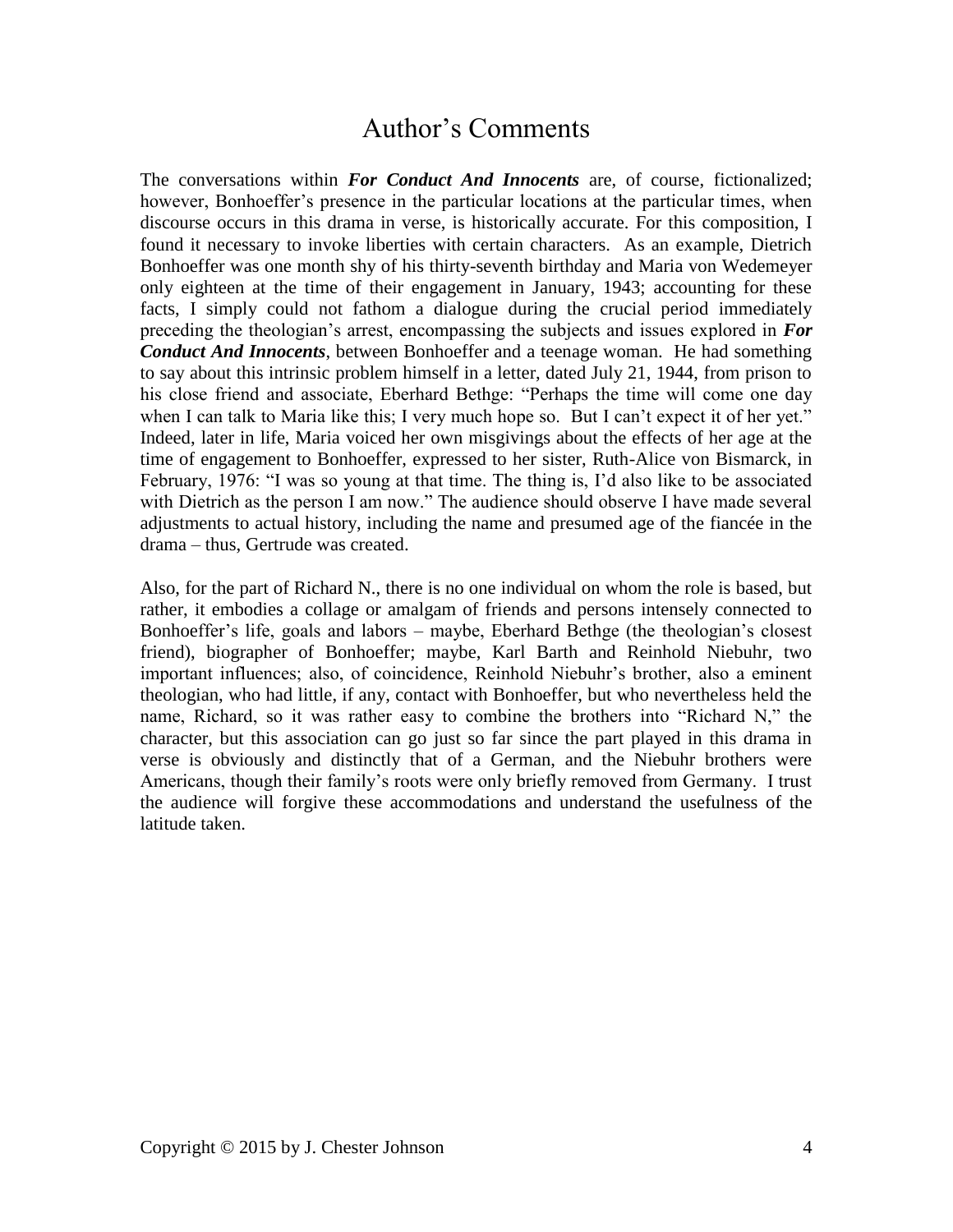# Author's Comments

The conversations within ***For Conduct And Innocents*** are, of course, fictionalized; however, Bonhoeffer's presence in the particular locations at the particular times, when discourse occurs in this drama in verse, is historically accurate. For this composition, I found it necessary to invoke liberties with certain characters. As an example, Dietrich Bonhoeffer was one month shy of his thirty-seventh birthday and Maria von Wedemeyer only eighteen at the time of their engagement in January, 1943; accounting for these facts, I simply could not fathom a dialogue during the crucial period immediately preceding the theologian's arrest, encompassing the subjects and issues explored in ***For Conduct And Innocents***, between Bonhoeffer and a teenage woman. He had something to say about this intrinsic problem himself in a letter, dated July 21, 1944, from prison to his close friend and associate, Eberhard Bethge: "Perhaps the time will come one day when I can talk to Maria like this; I very much hope so. But I can't expect it of her yet." Indeed, later in life, Maria voiced her own misgivings about the effects of her age at the time of engagement to Bonhoeffer, expressed to her sister, Ruth-Alice von Bismarck, in February, 1976: "I was so young at that time. The thing is, I'd also like to be associated with Dietrich as the person I am now." The audience should observe I have made several adjustments to actual history, including the name and presumed age of the fiancée in the drama – thus, Gertrude was created.

Also, for the part of Richard N., there is no one individual on whom the role is based, but rather, it embodies a collage or amalgam of friends and persons intensely connected to Bonhoeffer's life, goals and labors – maybe, Eberhard Bethge (the theologian's closest friend), biographer of Bonhoeffer; maybe, Karl Barth and Reinhold Niebuhr, two important influences; also, of coincidence, Reinhold Niebuhr's brother, also a eminent theologian, who had little, if any, contact with Bonhoeffer, but who nevertheless held the name, Richard, so it was rather easy to combine the brothers into "Richard N," the character, but this association can go just so far since the part played in this drama in verse is obviously and distinctly that of a German, and the Niebuhr brothers were Americans, though their family's roots were only briefly removed from Germany. I trust the audience will forgive these accommodations and understand the usefulness of the latitude taken.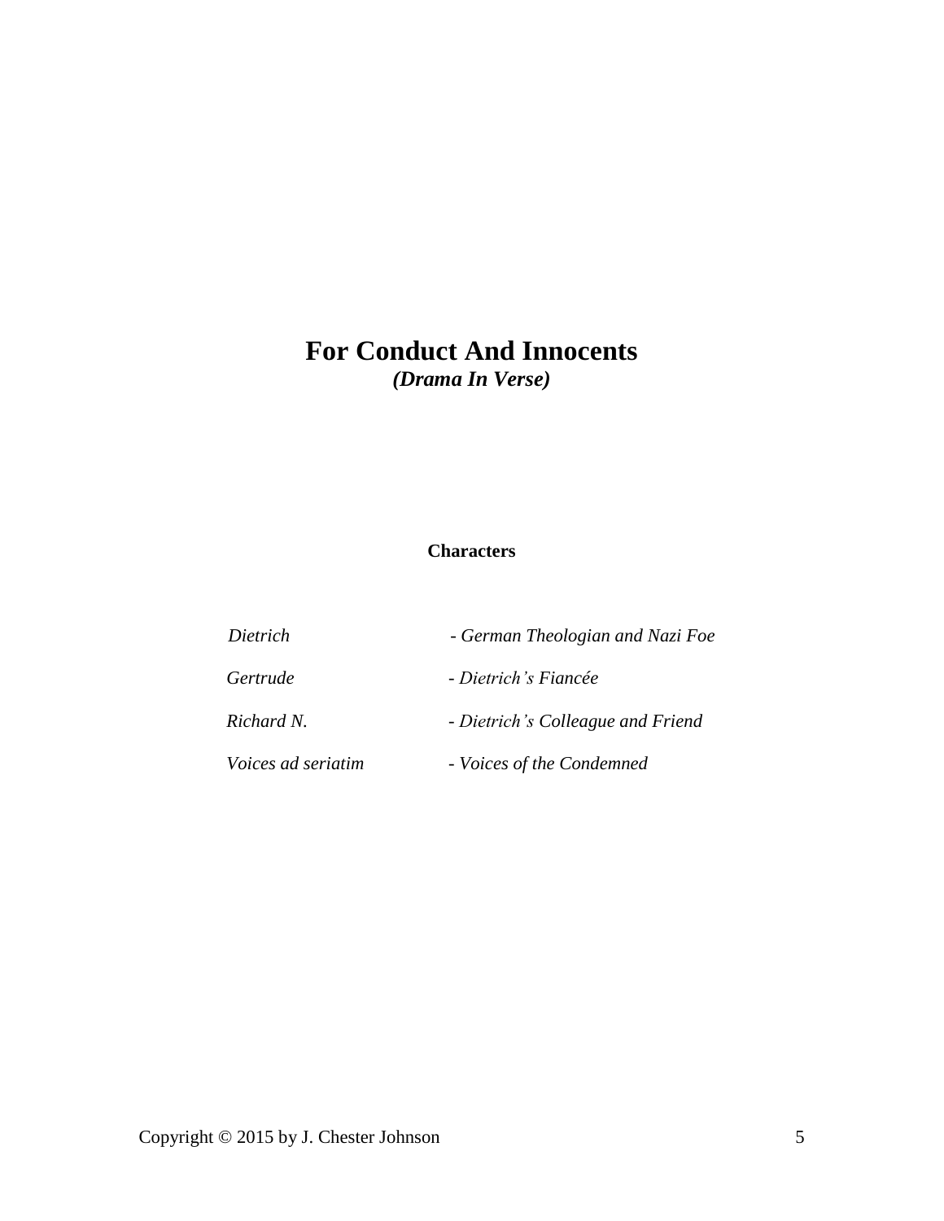# For Conduct And Innocents

***(Drama In Verse)***

**Characters**

| | |
|---|---|
| *Dietrich* | *- German Theologian and Nazi Foe* |
| *Gertrude* | *- Dietrich's Fiancée* |
| *Richard N.* | *- Dietrich's Colleague and Friend* |
| *Voices ad seriatim* | *- Voices of the Condemned* |

Copyright © 2015 by J. Chester Johnson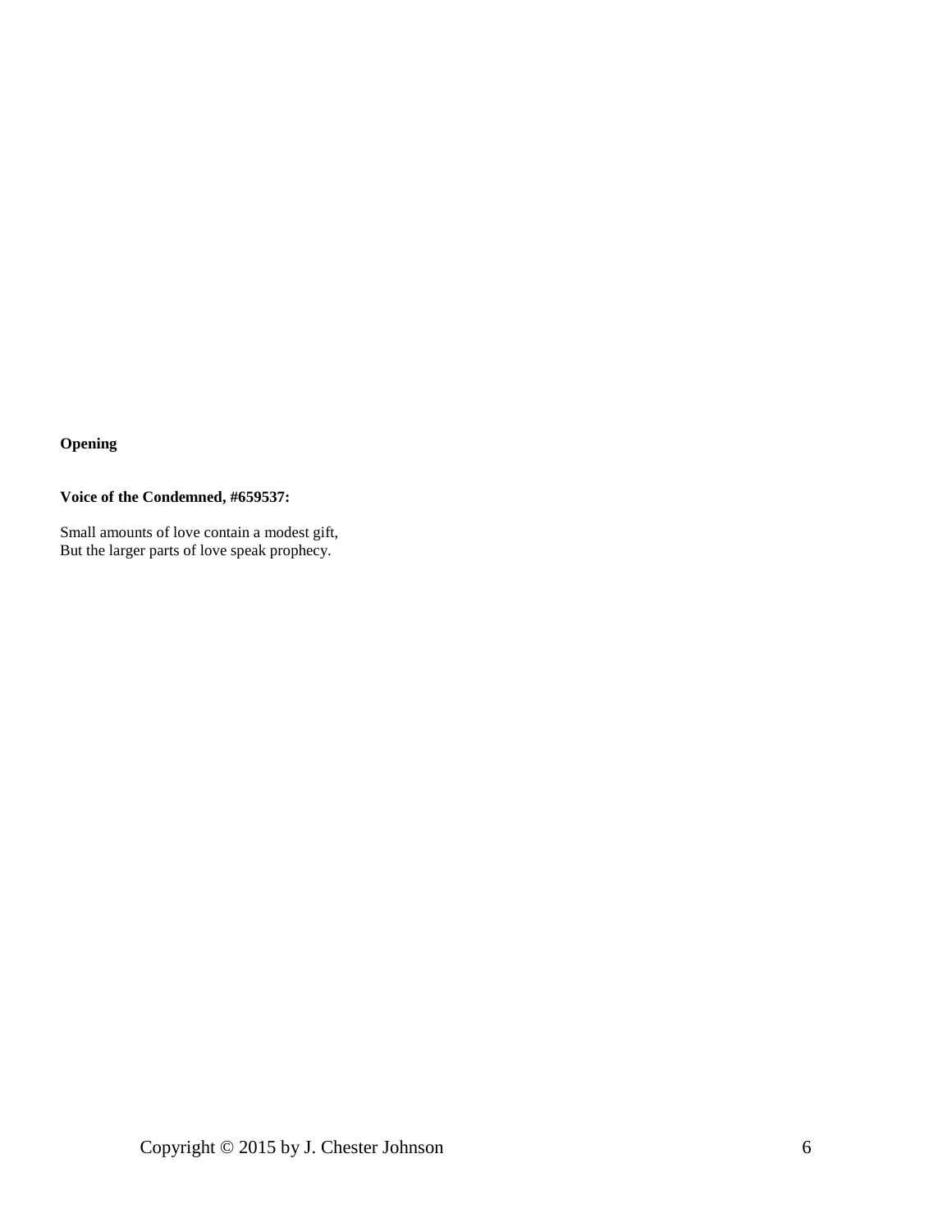**Opening**

**Voice of the Condemned, #659537:**

Small amounts of love contain a modest gift,  
But the larger parts of love speak prophecy.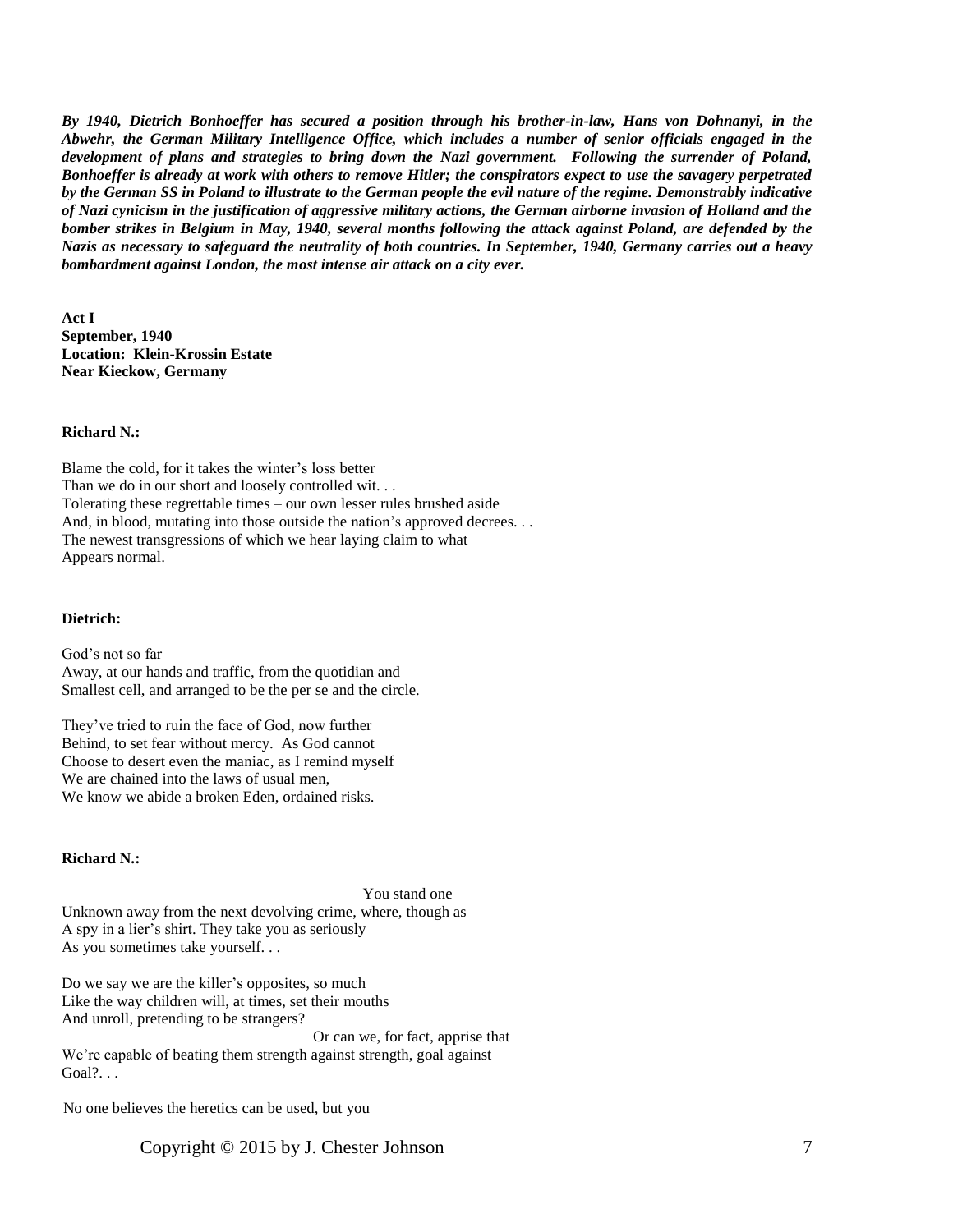***By 1940, Dietrich Bonhoeffer has secured a position through his brother-in-law, Hans von Dohnanyi, in the Abwehr, the German Military Intelligence Office, which includes a number of senior officials engaged in the development of plans and strategies to bring down the Nazi government. Following the surrender of Poland, Bonhoeffer is already at work with others to remove Hitler; the conspirators expect to use the savagery perpetrated by the German SS in Poland to illustrate to the German people the evil nature of the regime. Demonstrably indicative of Nazi cynicism in the justification of aggressive military actions, the German airborne invasion of Holland and the bomber strikes in Belgium in May, 1940, several months following the attack against Poland, are defended by the Nazis as necessary to safeguard the neutrality of both countries. In September, 1940, Germany carries out a heavy bombardment against London, the most intense air attack on a city ever.***

**Act I**
**September, 1940**
**Location: Klein-Krossin Estate**
**Near Kieckow, Germany**

**Richard N.:**

Blame the cold, for it takes the winter's loss better
Than we do in our short and loosely controlled wit. . .
Tolerating these regrettable times – our own lesser rules brushed aside
And, in blood, mutating into those outside the nation's approved decrees. . .
The newest transgressions of which we hear laying claim to what
Appears normal.

**Dietrich:**

God's not so far
Away, at our hands and traffic, from the quotidian and
Smallest cell, and arranged to be the per se and the circle.

They've tried to ruin the face of God, now further
Behind, to set fear without mercy. As God cannot
Choose to desert even the maniac, as I remind myself
We are chained into the laws of usual men,
We know we abide a broken Eden, ordained risks.

**Richard N.:**

You stand one
Unknown away from the next devolving crime, where, though as
A spy in a lier's shirt. They take you as seriously
As you sometimes take yourself. . .

Do we say we are the killer's opposites, so much
Like the way children will, at times, set their mouths
And unroll, pretending to be strangers?
Or can we, for fact, apprise that
We're capable of beating them strength against strength, goal against
Goal?. . .

No one believes the heretics can be used, but you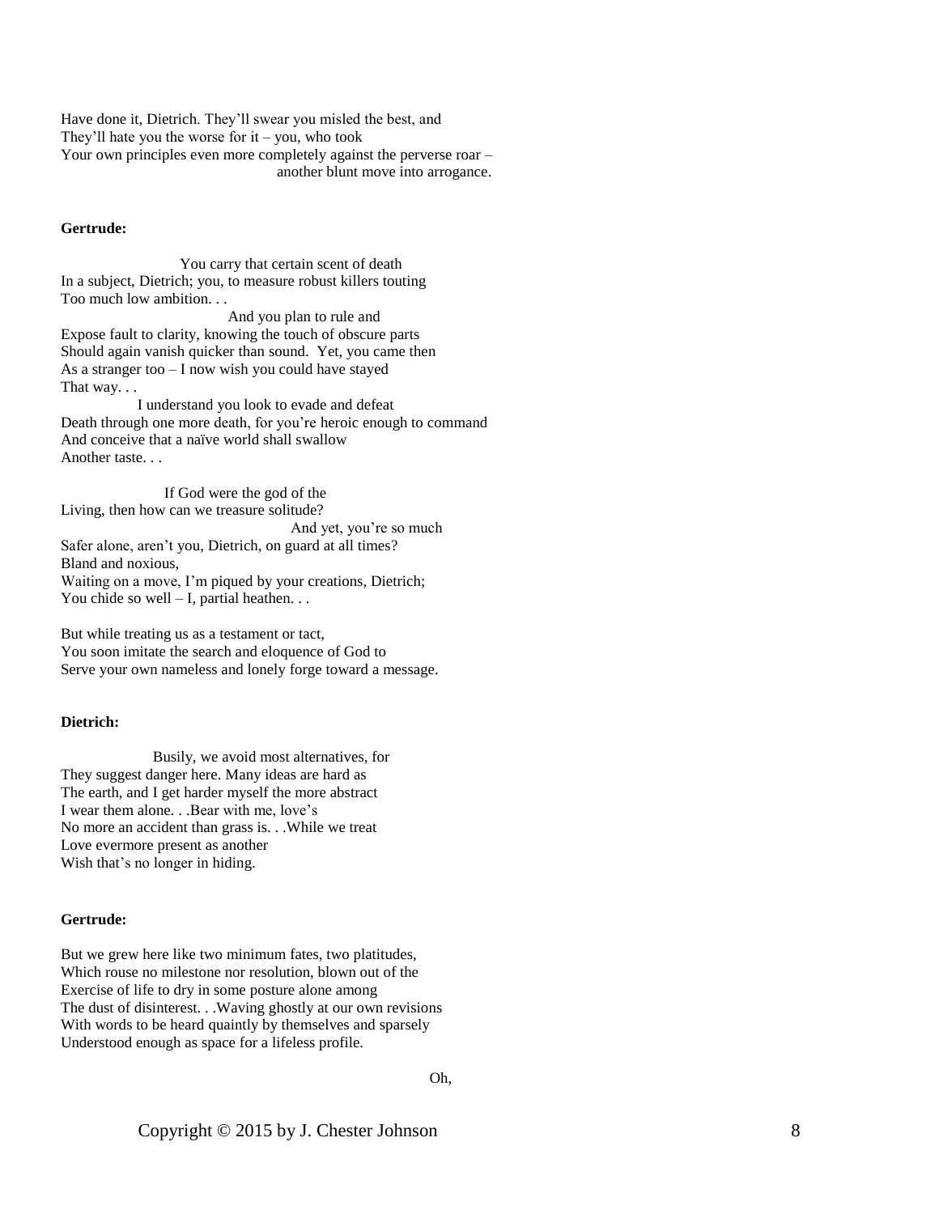Have done it, Dietrich. They'll swear you misled the best, and
They'll hate you the worse for it – you, who took
Your own principles even more completely against the perverse roar –
another blunt move into arrogance.

**Gertrude:**

You carry that certain scent of death
In a subject, Dietrich; you, to measure robust killers touting
Too much low ambition. . .
And you plan to rule and
Expose fault to clarity, knowing the touch of obscure parts
Should again vanish quicker than sound. Yet, you came then
As a stranger too – I now wish you could have stayed
That way. . .
I understand you look to evade and defeat
Death through one more death, for you're heroic enough to command
And conceive that a naïve world shall swallow
Another taste. . .

If God were the god of the
Living, then how can we treasure solitude?
And yet, you're so much
Safer alone, aren't you, Dietrich, on guard at all times?
Bland and noxious,
Waiting on a move, I'm piqued by your creations, Dietrich;
You chide so well – I, partial heathen. . .

But while treating us as a testament or tact,
You soon imitate the search and eloquence of God to
Serve your own nameless and lonely forge toward a message.

**Dietrich:**

Busily, we avoid most alternatives, for
They suggest danger here. Many ideas are hard as
The earth, and I get harder myself the more abstract
I wear them alone. . .Bear with me, love's
No more an accident than grass is. . .While we treat
Love evermore present as another
Wish that's no longer in hiding.

**Gertrude:**

But we grew here like two minimum fates, two platitudes,
Which rouse no milestone nor resolution, blown out of the
Exercise of life to dry in some posture alone among
The dust of disinterest. . .Waving ghostly at our own revisions
With words to be heard quaintly by themselves and sparsely
Understood enough as space for a lifeless profile.

Oh,

Copyright © 2015 by J. Chester Johnson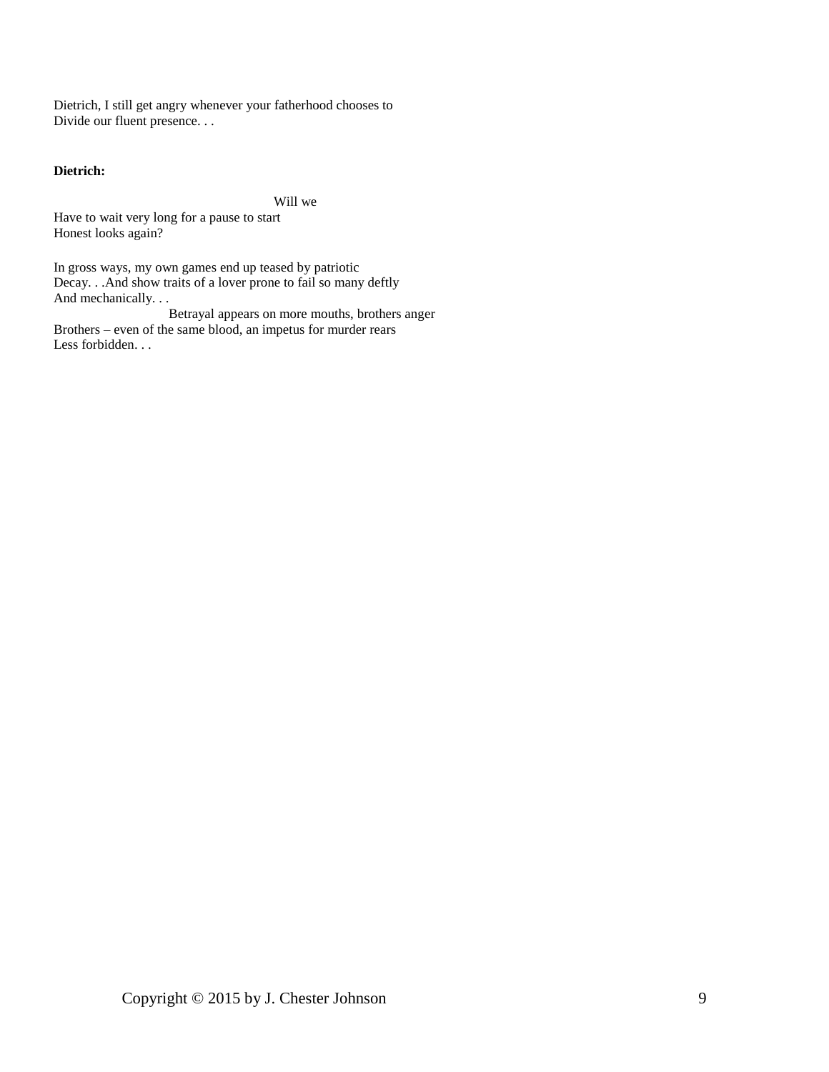Dietrich, I still get angry whenever your fatherhood chooses to
Divide our fluent presence. . .

**Dietrich:**

                                        Will we
Have to wait very long for a pause to start
Honest looks again?

In gross ways, my own games end up teased by patriotic
Decay. . .And show traits of a lover prone to fail so many deftly
And mechanically. . .
                    Betrayal appears on more mouths, brothers anger
Brothers – even of the same blood, an impetus for murder rears
Less forbidden. . .

Copyright © 2015 by J. Chester Johnson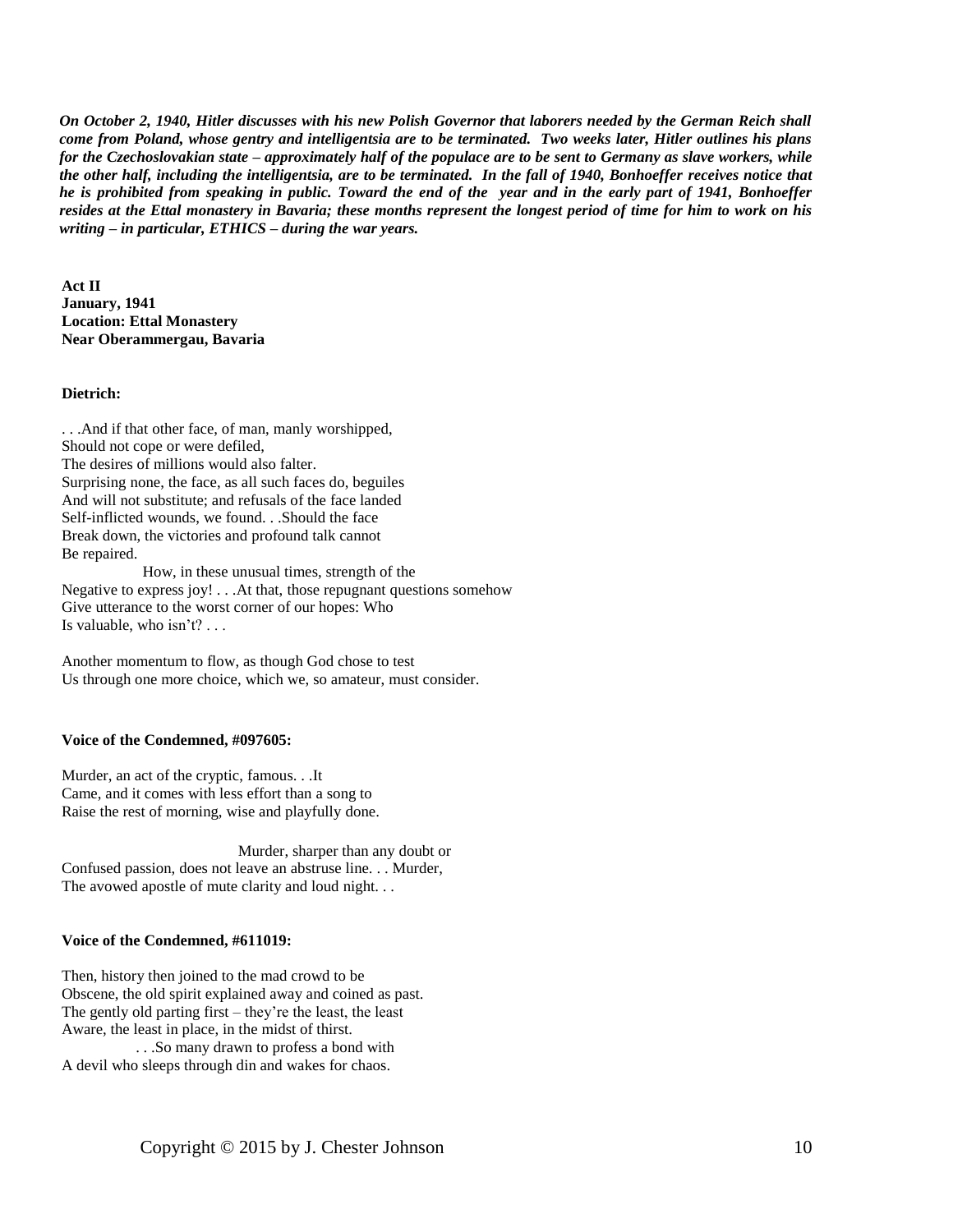***On October 2, 1940, Hitler discusses with his new Polish Governor that laborers needed by the German Reich shall come from Poland, whose gentry and intelligentsia are to be terminated. Two weeks later, Hitler outlines his plans for the Czechoslovakian state – approximately half of the populace are to be sent to Germany as slave workers, while the other half, including the intelligentsia, are to be terminated. In the fall of 1940, Bonhoeffer receives notice that he is prohibited from speaking in public. Toward the end of the year and in the early part of 1941, Bonhoeffer resides at the Ettal monastery in Bavaria; these months represent the longest period of time for him to work on his writing – in particular, ETHICS – during the war years.***

**Act II**
**January, 1941**
**Location: Ettal Monastery**
**Near Oberammergau, Bavaria**

**Dietrich:**

. . .And if that other face, of man, manly worshipped,
Should not cope or were defiled,
The desires of millions would also falter.
Surprising none, the face, as all such faces do, beguiles
And will not substitute; and refusals of the face landed
Self-inflicted wounds, we found. . .Should the face
Break down, the victories and profound talk cannot
Be repaired.
    How, in these unusual times, strength of the
Negative to express joy! . . .At that, those repugnant questions somehow
Give utterance to the worst corner of our hopes: Who
Is valuable, who isn't? . . .

Another momentum to flow, as though God chose to test
Us through one more choice, which we, so amateur, must consider.

**Voice of the Condemned, #097605:**

Murder, an act of the cryptic, famous. . .It
Came, and it comes with less effort than a song to
Raise the rest of morning, wise and playfully done.

        Murder, sharper than any doubt or
Confused passion, does not leave an abstruse line. . . Murder,
The avowed apostle of mute clarity and loud night. . .

**Voice of the Condemned, #611019:**

Then, history then joined to the mad crowd to be
Obscene, the old spirit explained away and coined as past.
The gently old parting first – they're the least, the least
Aware, the least in place, in the midst of thirst.
    . . .So many drawn to profess a bond with
A devil who sleeps through din and wakes for chaos.

Copyright © 2015 by J. Chester Johnson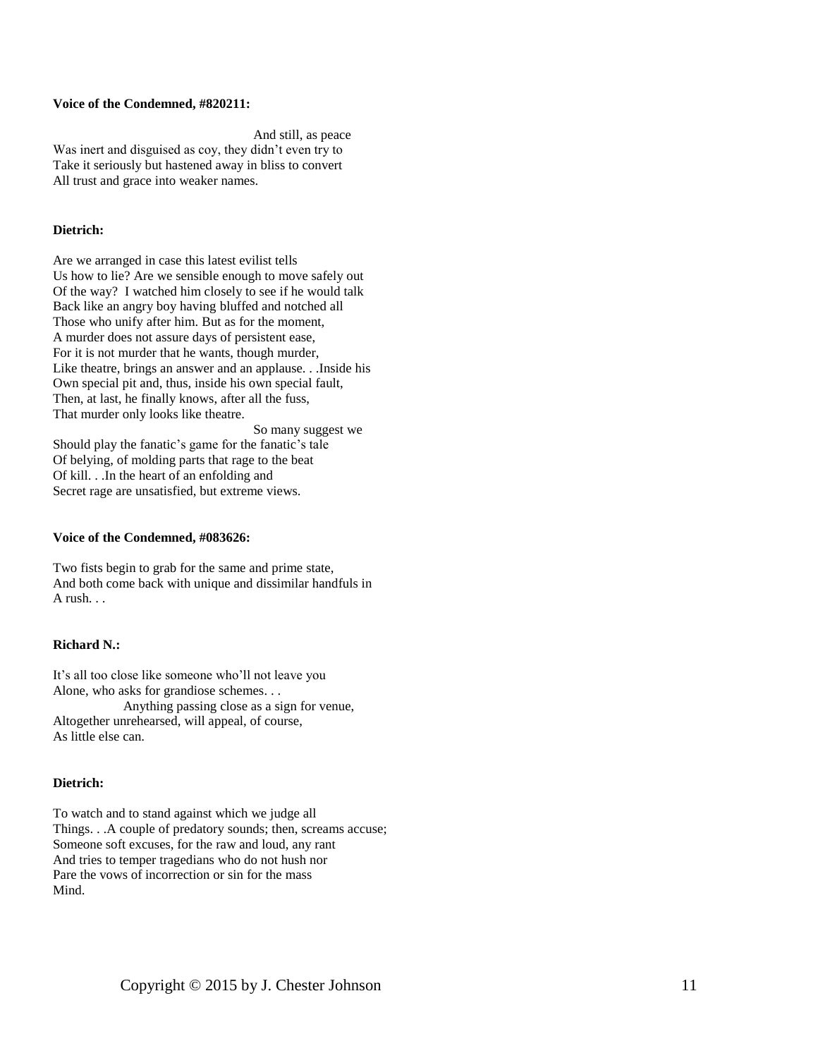**Voice of the Condemned, #820211:**

And still, as peace
Was inert and disguised as coy, they didn't even try to
Take it seriously but hastened away in bliss to convert
All trust and grace into weaker names.

**Dietrich:**

Are we arranged in case this latest evilist tells
Us how to lie? Are we sensible enough to move safely out
Of the way? I watched him closely to see if he would talk
Back like an angry boy having bluffed and notched all
Those who unify after him. But as for the moment,
A murder does not assure days of persistent ease,
For it is not murder that he wants, though murder,
Like theatre, brings an answer and an applause. . .Inside his
Own special pit and, thus, inside his own special fault,
Then, at last, he finally knows, after all the fuss,
That murder only looks like theatre.

So many suggest we
Should play the fanatic's game for the fanatic's tale
Of belying, of molding parts that rage to the beat
Of kill. . .In the heart of an enfolding and
Secret rage are unsatisfied, but extreme views.

**Voice of the Condemned, #083626:**

Two fists begin to grab for the same and prime state,
And both come back with unique and dissimilar handfuls in
A rush. . .

**Richard N.:**

It's all too close like someone who'll not leave you
Alone, who asks for grandiose schemes. . .

Anything passing close as a sign for venue,
Altogether unrehearsed, will appeal, of course,
As little else can.

**Dietrich:**

To watch and to stand against which we judge all
Things. . .A couple of predatory sounds; then, screams accuse;
Someone soft excuses, for the raw and loud, any rant
And tries to temper tragedians who do not hush nor
Pare the vows of incorrection or sin for the mass
Mind.

Copyright © 2015 by J. Chester Johnson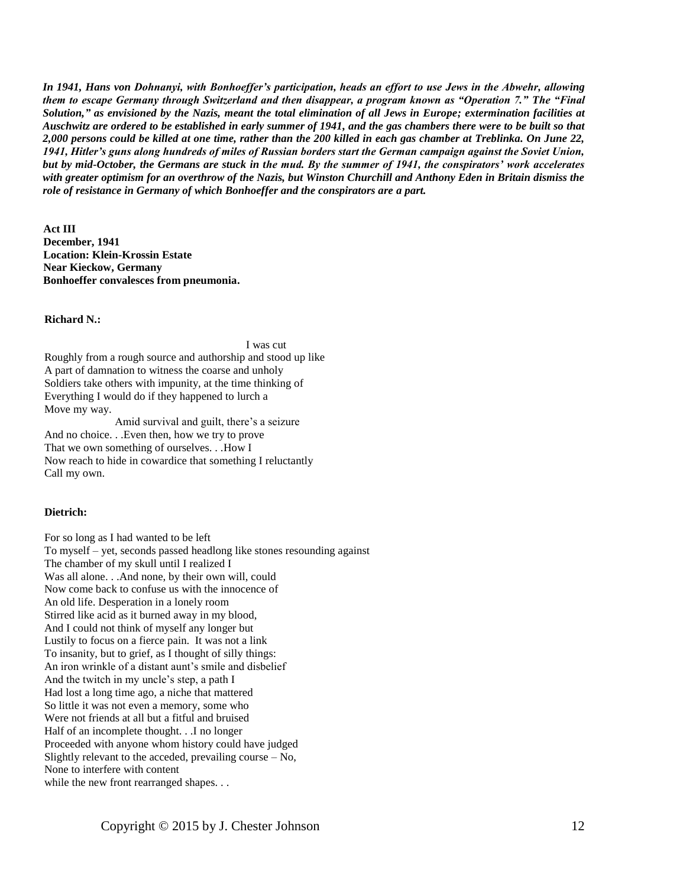***In 1941, Hans von Dohnanyi, with Bonhoeffer's participation, heads an effort to use Jews in the Abwehr, allowing them to escape Germany through Switzerland and then disappear, a program known as "Operation 7." The "Final Solution," as envisioned by the Nazis, meant the total elimination of all Jews in Europe; extermination facilities at Auschwitz are ordered to be established in early summer of 1941, and the gas chambers there were to be built so that 2,000 persons could be killed at one time, rather than the 200 killed in each gas chamber at Treblinka. On June 22, 1941, Hitler's guns along hundreds of miles of Russian borders start the German campaign against the Soviet Union, but by mid-October, the Germans are stuck in the mud. By the summer of 1941, the conspirators' work accelerates with greater optimism for an overthrow of the Nazis, but Winston Churchill and Anthony Eden in Britain dismiss the role of resistance in Germany of which Bonhoeffer and the conspirators are a part.***

**Act III**
**December, 1941**
**Location: Klein-Krossin Estate**
**Near Kieckow, Germany**
**Bonhoeffer convalesces from pneumonia.**

**Richard N.:**

I was cut
Roughly from a rough source and authorship and stood up like
A part of damnation to witness the coarse and unholy
Soldiers take others with impunity, at the time thinking of
Everything I would do if they happened to lurch a
Move my way.
Amid survival and guilt, there's a seizure
And no choice. . .Even then, how we try to prove
That we own something of ourselves. . .How I
Now reach to hide in cowardice that something I reluctantly
Call my own.

**Dietrich:**

For so long as I had wanted to be left
To myself – yet, seconds passed headlong like stones resounding against
The chamber of my skull until I realized I
Was all alone. . .And none, by their own will, could
Now come back to confuse us with the innocence of
An old life. Desperation in a lonely room
Stirred like acid as it burned away in my blood,
And I could not think of myself any longer but
Lustily to focus on a fierce pain. It was not a link
To insanity, but to grief, as I thought of silly things:
An iron wrinkle of a distant aunt's smile and disbelief
And the twitch in my uncle's step, a path I
Had lost a long time ago, a niche that mattered
So little it was not even a memory, some who
Were not friends at all but a fitful and bruised
Half of an incomplete thought. . .I no longer
Proceeded with anyone whom history could have judged
Slightly relevant to the acceded, prevailing course – No,
None to interfere with content
while the new front rearranged shapes. . .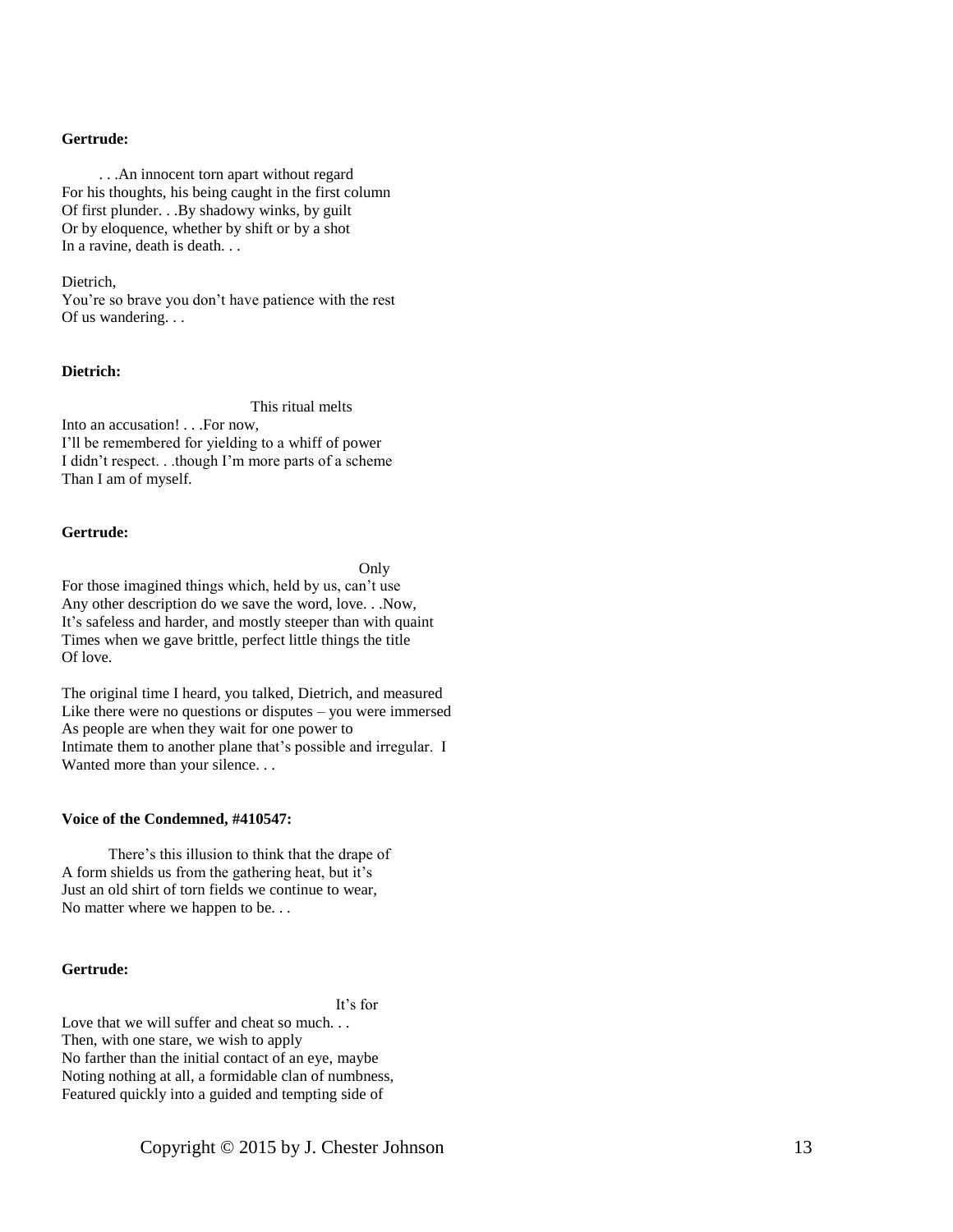**Gertrude:**

. . .An innocent torn apart without regard  
For his thoughts, his being caught in the first column  
Of first plunder. . .By shadowy winks, by guilt  
Or by eloquence, whether by shift or by a shot  
In a ravine, death is death. . .

Dietrich,  
You're so brave you don't have patience with the rest  
Of us wandering. . .

**Dietrich:**

This ritual melts  
Into an accusation! . . .For now,  
I'll be remembered for yielding to a whiff of power  
I didn't respect. . .though I'm more parts of a scheme  
Than I am of myself.

**Gertrude:**

Only  
For those imagined things which, held by us, can't use  
Any other description do we save the word, love. . .Now,  
It's safeless and harder, and mostly steeper than with quaint  
Times when we gave brittle, perfect little things the title  
Of love.

The original time I heard, you talked, Dietrich, and measured  
Like there were no questions or disputes – you were immersed  
As people are when they wait for one power to  
Intimate them to another plane that's possible and irregular.  I  
Wanted more than your silence. . .

**Voice of the Condemned, #410547:**

There's this illusion to think that the drape of  
A form shields us from the gathering heat, but it's  
Just an old shirt of torn fields we continue to wear,  
No matter where we happen to be. . .

**Gertrude:**

It's for  
Love that we will suffer and cheat so much. . .  
Then, with one stare, we wish to apply  
No farther than the initial contact of an eye, maybe  
Noting nothing at all, a formidable clan of numbness,  
Featured quickly into a guided and tempting side of

Copyright © 2015 by J. Chester Johnson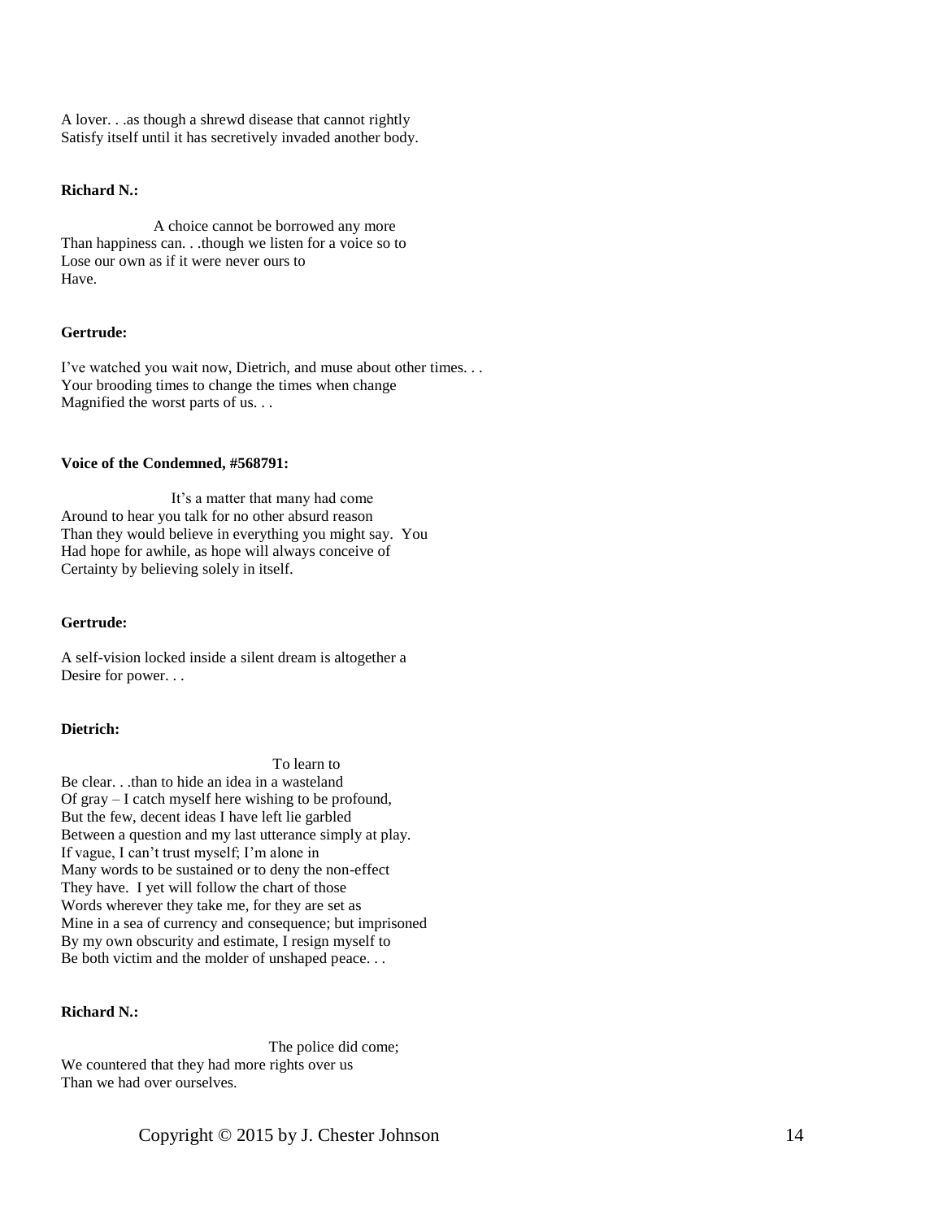A lover. . .as though a shrewd disease that cannot rightly
Satisfy itself until it has secretively invaded another body.

**Richard N.:**

A choice cannot be borrowed any more
Than happiness can. . .though we listen for a voice so to
Lose our own as if it were never ours to
Have.

**Gertrude:**

I've watched you wait now, Dietrich, and muse about other times. . .
Your brooding times to change the times when change
Magnified the worst parts of us. . .

**Voice of the Condemned, #568791:**

It's a matter that many had come
Around to hear you talk for no other absurd reason
Than they would believe in everything you might say.  You
Had hope for awhile, as hope will always conceive of
Certainty by believing solely in itself.

**Gertrude:**

A self-vision locked inside a silent dream is altogether a
Desire for power. . .

**Dietrich:**

To learn to
Be clear. . .than to hide an idea in a wasteland
Of gray – I catch myself here wishing to be profound,
But the few, decent ideas I have left lie garbled
Between a question and my last utterance simply at play.
If vague, I can't trust myself; I'm alone in
Many words to be sustained or to deny the non-effect
They have.  I yet will follow the chart of those
Words wherever they take me, for they are set as
Mine in a sea of currency and consequence; but imprisoned
By my own obscurity and estimate, I resign myself to
Be both victim and the molder of unshaped peace. . .

**Richard N.:**

The police did come;
We countered that they had more rights over us
Than we had over ourselves.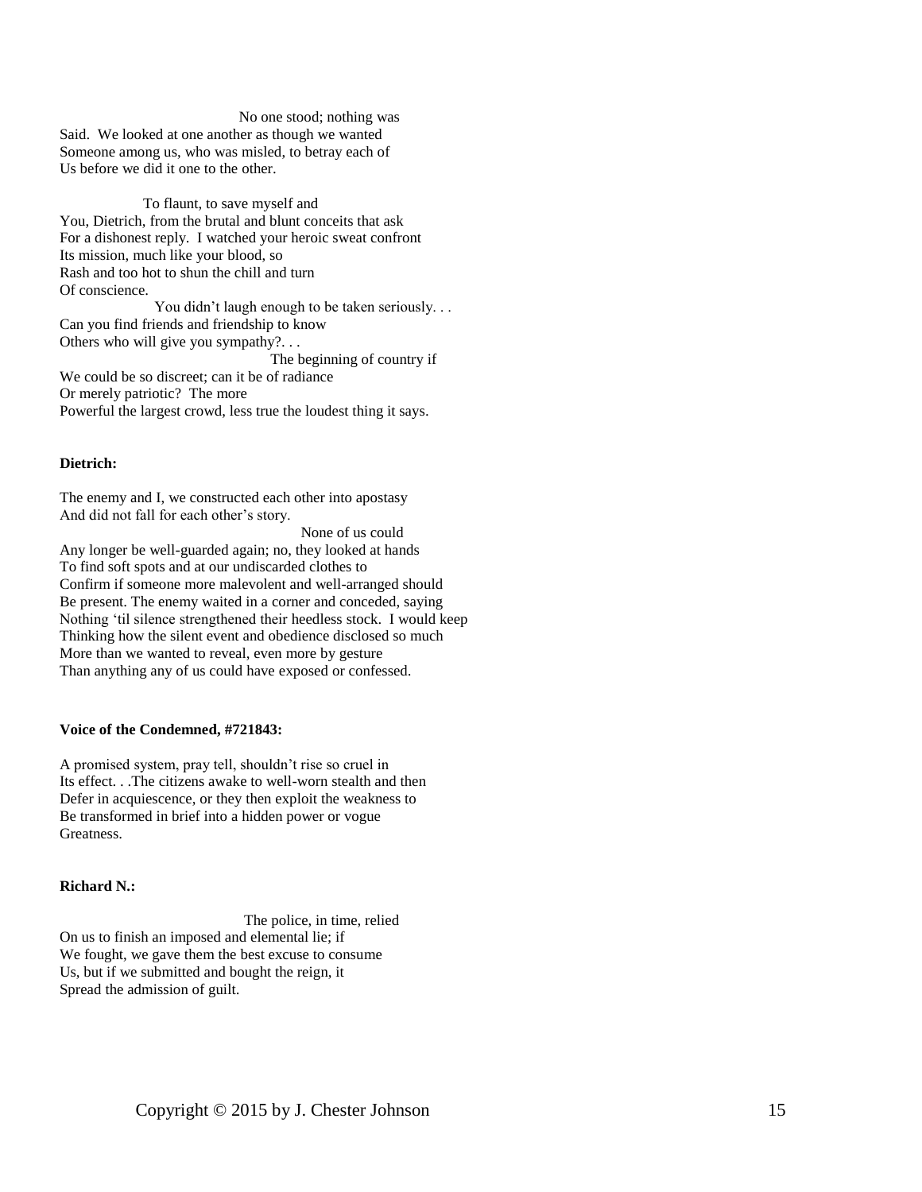No one stood; nothing was
Said. We looked at one another as though we wanted
Someone among us, who was misled, to betray each of
Us before we did it one to the other.

To flaunt, to save myself and
You, Dietrich, from the brutal and blunt conceits that ask
For a dishonest reply. I watched your heroic sweat confront
Its mission, much like your blood, so
Rash and too hot to shun the chill and turn
Of conscience.

You didn't laugh enough to be taken seriously. . .
Can you find friends and friendship to know
Others who will give you sympathy?. . .

The beginning of country if
We could be so discreet; can it be of radiance
Or merely patriotic? The more
Powerful the largest crowd, less true the loudest thing it says.

**Dietrich:**

The enemy and I, we constructed each other into apostasy
And did not fall for each other's story.

None of us could
Any longer be well-guarded again; no, they looked at hands
To find soft spots and at our undiscarded clothes to
Confirm if someone more malevolent and well-arranged should
Be present. The enemy waited in a corner and conceded, saying
Nothing 'til silence strengthened their heedless stock. I would keep
Thinking how the silent event and obedience disclosed so much
More than we wanted to reveal, even more by gesture
Than anything any of us could have exposed or confessed.

**Voice of the Condemned, #721843:**

A promised system, pray tell, shouldn't rise so cruel in
Its effect. . .The citizens awake to well-worn stealth and then
Defer in acquiescence, or they then exploit the weakness to
Be transformed in brief into a hidden power or vogue
Greatness.

**Richard N.:**

The police, in time, relied
On us to finish an imposed and elemental lie; if
We fought, we gave them the best excuse to consume
Us, but if we submitted and bought the reign, it
Spread the admission of guilt.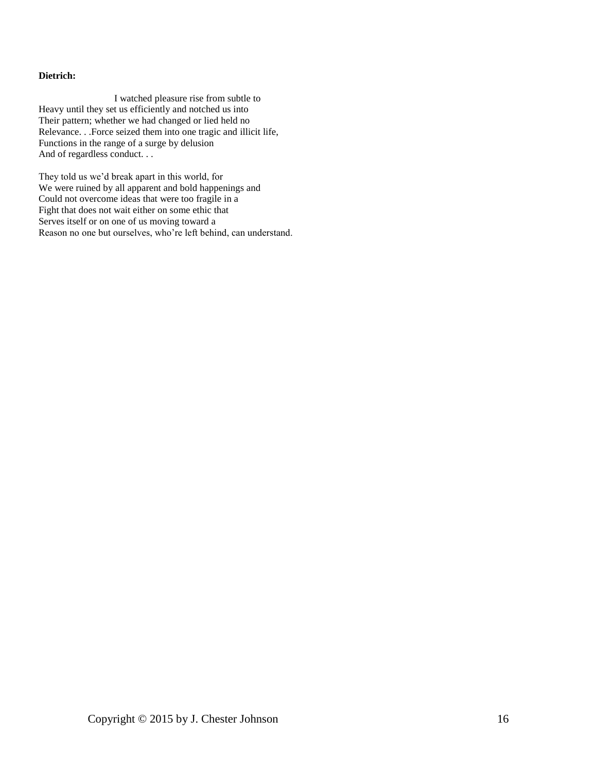**Dietrich:**

I watched pleasure rise from subtle to  
Heavy until they set us efficiently and notched us into  
Their pattern; whether we had changed or lied held no  
Relevance. . .Force seized them into one tragic and illicit life,  
Functions in the range of a surge by delusion  
And of regardless conduct. . .

They told us we'd break apart in this world, for  
We were ruined by all apparent and bold happenings and  
Could not overcome ideas that were too fragile in a  
Fight that does not wait either on some ethic that  
Serves itself or on one of us moving toward a  
Reason no one but ourselves, who're left behind, can understand.

Copyright © 2015 by J. Chester Johnson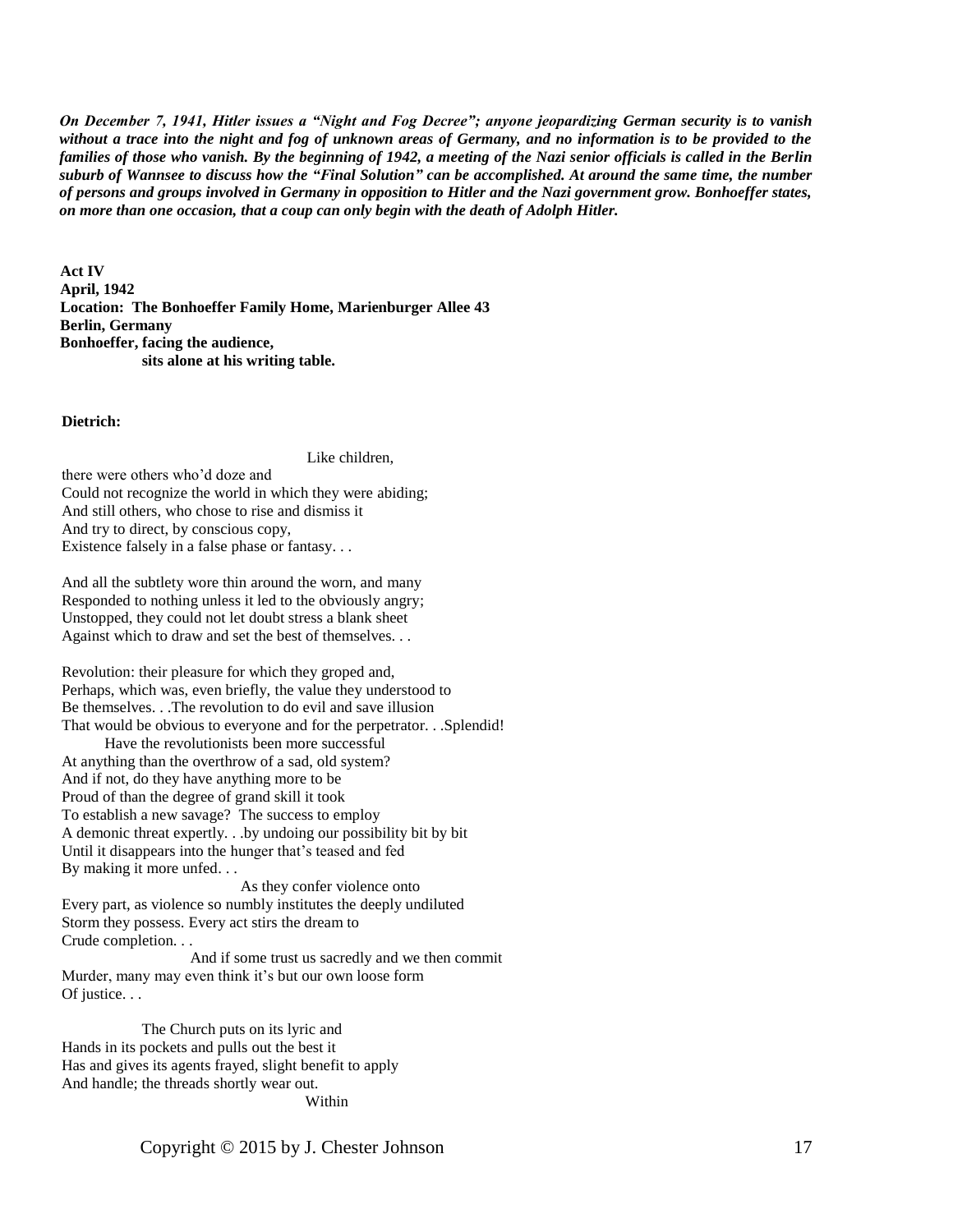***On December 7, 1941, Hitler issues a "Night and Fog Decree"; anyone jeopardizing German security is to vanish without a trace into the night and fog of unknown areas of Germany, and no information is to be provided to the families of those who vanish. By the beginning of 1942, a meeting of the Nazi senior officials is called in the Berlin suburb of Wannsee to discuss how the "Final Solution" can be accomplished. At around the same time, the number of persons and groups involved in Germany in opposition to Hitler and the Nazi government grow. Bonhoeffer states, on more than one occasion, that a coup can only begin with the death of Adolph Hitler.***

**Act IV**
**April, 1942**
**Location: The Bonhoeffer Family Home, Marienburger Allee 43**
**Berlin, Germany**
**Bonhoeffer, facing the audience,**
**sits alone at his writing table.**

**Dietrich:**

Like children,
there were others who'd doze and
Could not recognize the world in which they were abiding;
And still others, who chose to rise and dismiss it
And try to direct, by conscious copy,
Existence falsely in a false phase or fantasy. . .

And all the subtlety wore thin around the worn, and many
Responded to nothing unless it led to the obviously angry;
Unstopped, they could not let doubt stress a blank sheet
Against which to draw and set the best of themselves. . .

Revolution: their pleasure for which they groped and,
Perhaps, which was, even briefly, the value they understood to
Be themselves. . .The revolution to do evil and save illusion
That would be obvious to everyone and for the perpetrator. . .Splendid!
Have the revolutionists been more successful
At anything than the overthrow of a sad, old system?
And if not, do they have anything more to be
Proud of than the degree of grand skill it took
To establish a new savage? The success to employ
A demonic threat expertly. . .by undoing our possibility bit by bit
Until it disappears into the hunger that's teased and fed
By making it more unfed. . .
As they confer violence onto
Every part, as violence so numbly institutes the deeply undiluted
Storm they possess. Every act stirs the dream to
Crude completion. . .
And if some trust us sacredly and we then commit
Murder, many may even think it's but our own loose form
Of justice. . .

The Church puts on its lyric and
Hands in its pockets and pulls out the best it
Has and gives its agents frayed, slight benefit to apply
And handle; the threads shortly wear out.
Within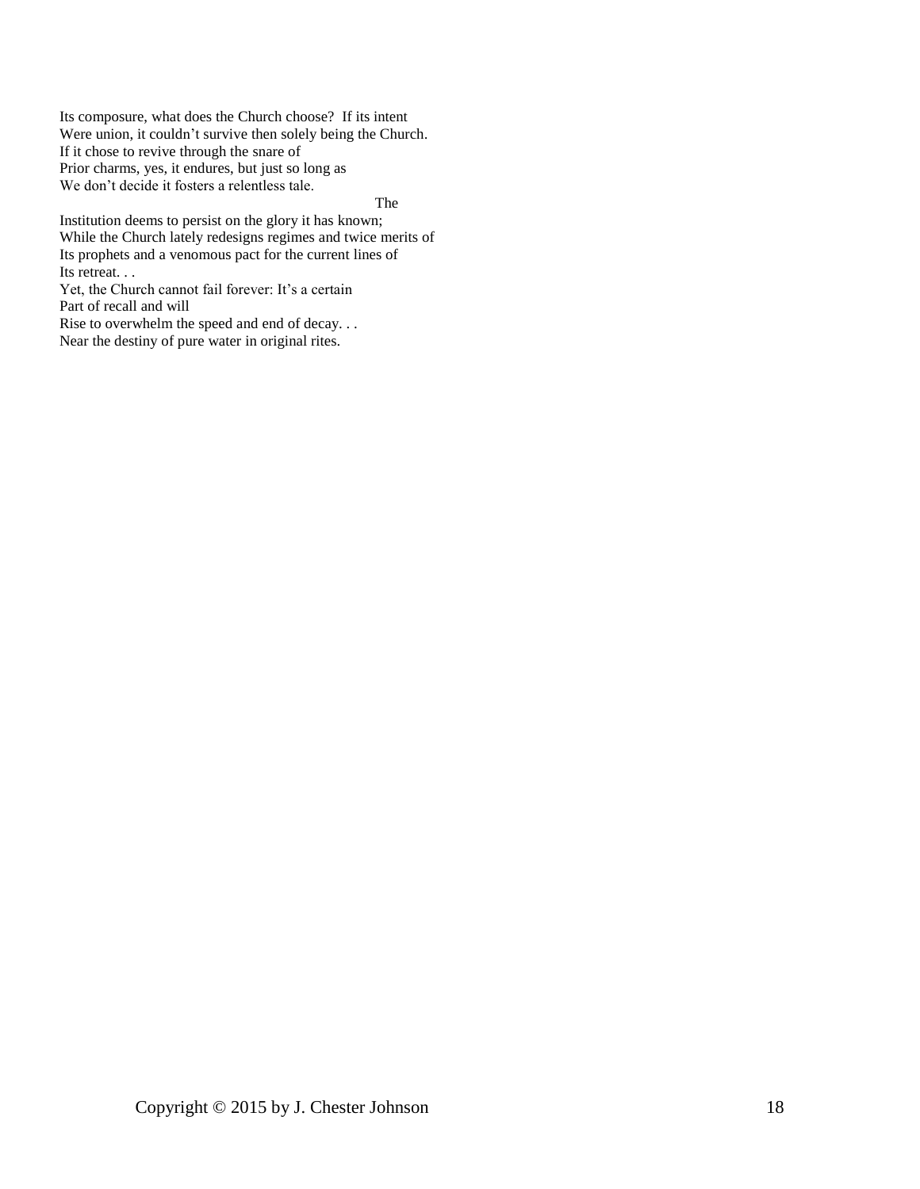Its composure, what does the Church choose?  If its intent  
Were union, it couldn't survive then solely being the Church.  
If it chose to revive through the snare of  
Prior charms, yes, it endures, but just so long as  
We don't decide it fosters a relentless tale.

The  
Institution deems to persist on the glory it has known;  
While the Church lately redesigns regimes and twice merits of  
Its prophets and a venomous pact for the current lines of  
Its retreat. . .  
Yet, the Church cannot fail forever: It's a certain  
Part of recall and will  
Rise to overwhelm the speed and end of decay. . .  
Near the destiny of pure water in original rites.

Copyright © 2015 by J. Chester Johnson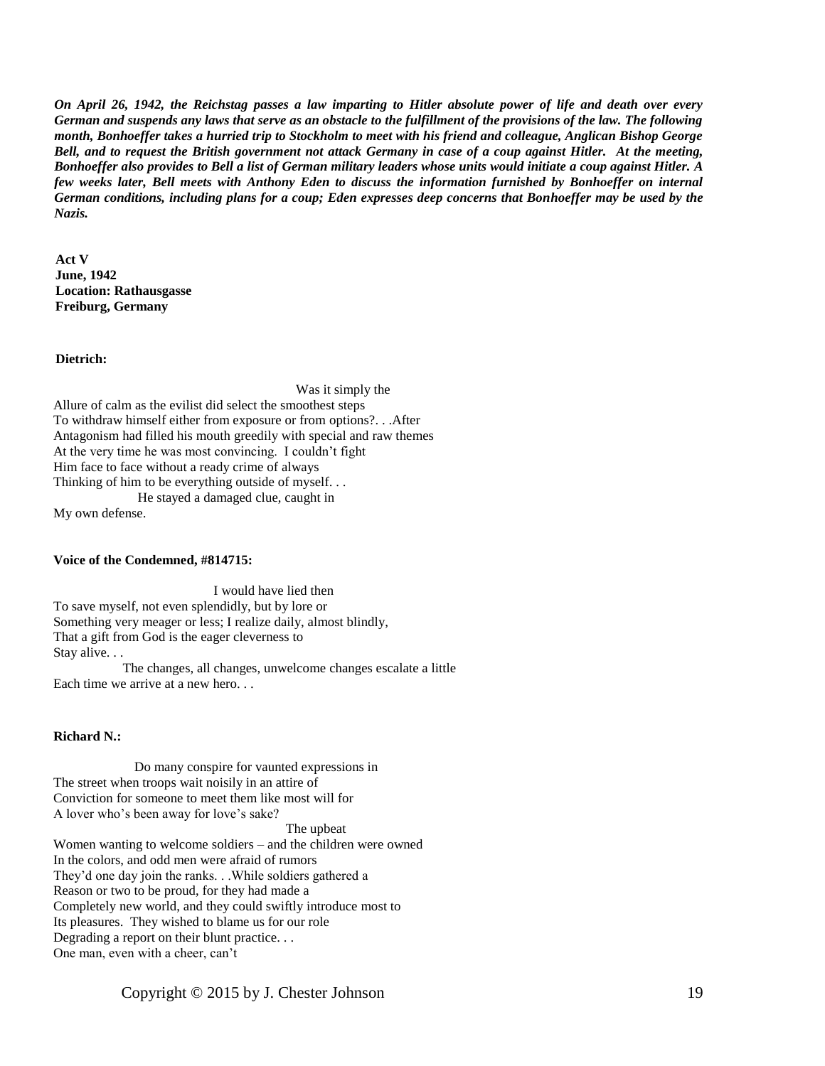***On April 26, 1942, the Reichstag passes a law imparting to Hitler absolute power of life and death over every German and suspends any laws that serve as an obstacle to the fulfillment of the provisions of the law. The following month, Bonhoeffer takes a hurried trip to Stockholm to meet with his friend and colleague, Anglican Bishop George Bell, and to request the British government not attack Germany in case of a coup against Hitler. At the meeting, Bonhoeffer also provides to Bell a list of German military leaders whose units would initiate a coup against Hitler. A few weeks later, Bell meets with Anthony Eden to discuss the information furnished by Bonhoeffer on internal German conditions, including plans for a coup; Eden expresses deep concerns that Bonhoeffer may be used by the Nazis.***

**Act V**
**June, 1942**
**Location: Rathausgasse**
**Freiburg, Germany**

**Dietrich:**

Was it simply the
Allure of calm as the evilist did select the smoothest steps
To withdraw himself either from exposure or from options?. . .After
Antagonism had filled his mouth greedily with special and raw themes
At the very time he was most convincing. I couldn't fight
Him face to face without a ready crime of always
Thinking of him to be everything outside of myself. . .
He stayed a damaged clue, caught in
My own defense.

**Voice of the Condemned, #814715:**

I would have lied then
To save myself, not even splendidly, but by lore or
Something very meager or less; I realize daily, almost blindly,
That a gift from God is the eager cleverness to
Stay alive. . .
The changes, all changes, unwelcome changes escalate a little
Each time we arrive at a new hero. . .

**Richard N.:**

Do many conspire for vaunted expressions in
The street when troops wait noisily in an attire of
Conviction for someone to meet them like most will for
A lover who's been away for love's sake?
The upbeat
Women wanting to welcome soldiers – and the children were owned
In the colors, and odd men were afraid of rumors
They'd one day join the ranks. . .While soldiers gathered a
Reason or two to be proud, for they had made a
Completely new world, and they could swiftly introduce most to
Its pleasures. They wished to blame us for our role
Degrading a report on their blunt practice. . .
One man, even with a cheer, can't

Copyright © 2015 by J. Chester Johnson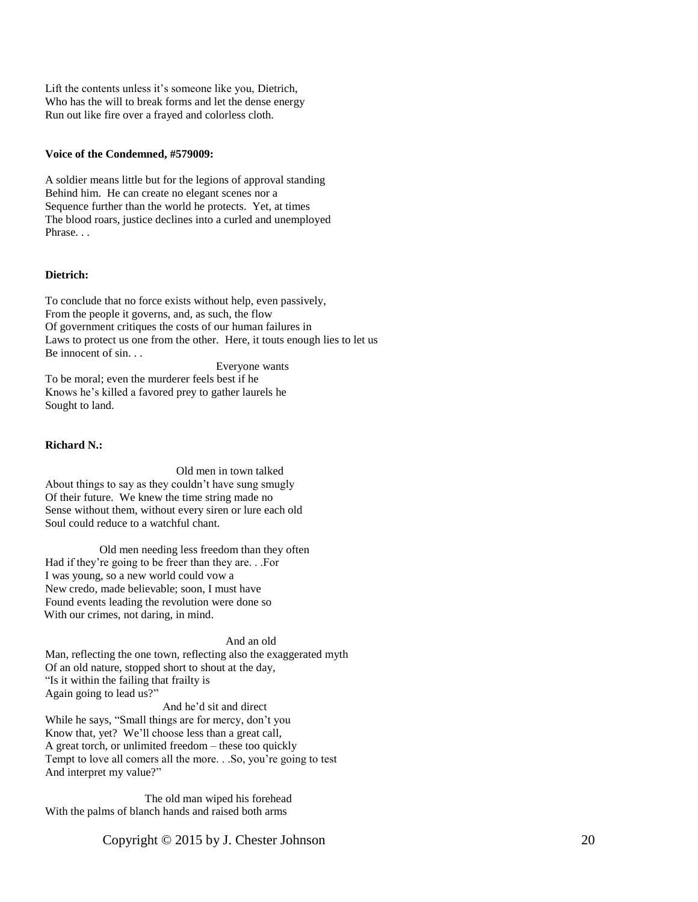Lift the contents unless it's someone like you, Dietrich,
Who has the will to break forms and let the dense energy
Run out like fire over a frayed and colorless cloth.

**Voice of the Condemned, #579009:**

A soldier means little but for the legions of approval standing
Behind him. He can create no elegant scenes nor a
Sequence further than the world he protects. Yet, at times
The blood roars, justice declines into a curled and unemployed
Phrase. . .

**Dietrich:**

To conclude that no force exists without help, even passively,
From the people it governs, and, as such, the flow
Of government critiques the costs of our human failures in
Laws to protect us one from the other. Here, it touts enough lies to let us
Be innocent of sin. . .

Everyone wants
To be moral; even the murderer feels best if he
Knows he's killed a favored prey to gather laurels he
Sought to land.

**Richard N.:**

Old men in town talked
About things to say as they couldn't have sung smugly
Of their future. We knew the time string made no
Sense without them, without every siren or lure each old
Soul could reduce to a watchful chant.

Old men needing less freedom than they often
Had if they're going to be freer than they are. . .For
I was young, so a new world could vow a
New credo, made believable; soon, I must have
Found events leading the revolution were done so
With our crimes, not daring, in mind.

And an old
Man, reflecting the one town, reflecting also the exaggerated myth
Of an old nature, stopped short to shout at the day,
"Is it within the failing that frailty is
Again going to lead us?"

And he'd sit and direct
While he says, "Small things are for mercy, don't you
Know that, yet? We'll choose less than a great call,
A great torch, or unlimited freedom – these too quickly
Tempt to love all comers all the more. . .So, you're going to test
And interpret my value?"

The old man wiped his forehead
With the palms of blanch hands and raised both arms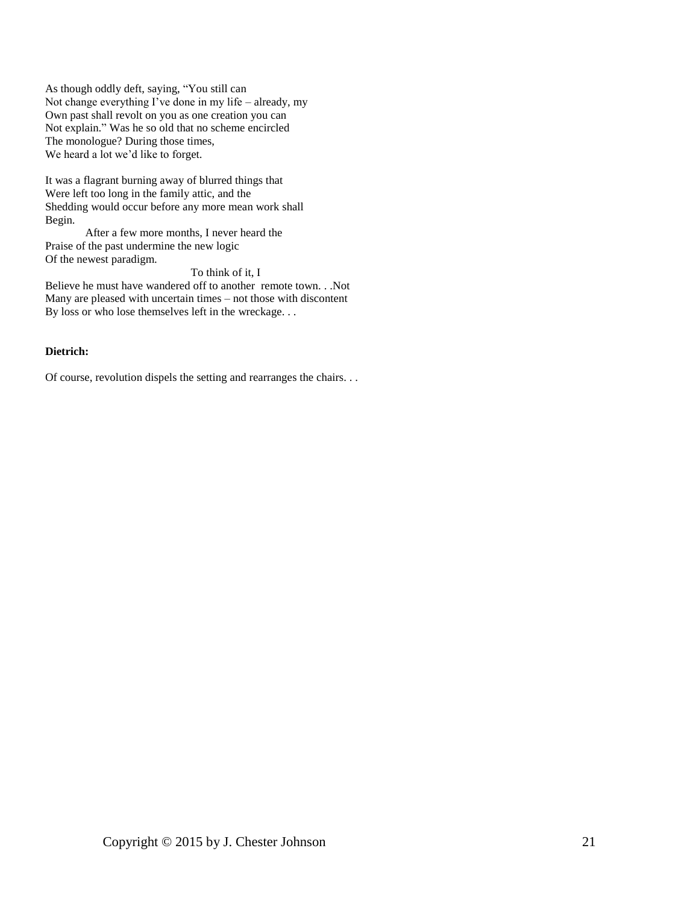As though oddly deft, saying, "You still can
Not change everything I've done in my life – already, my
Own past shall revolt on you as one creation you can
Not explain." Was he so old that no scheme encircled
The monologue? During those times,
We heard a lot we'd like to forget.

It was a flagrant burning away of blurred things that
Were left too long in the family attic, and the
Shedding would occur before any more mean work shall
Begin.
          After a few more months, I never heard the
Praise of the past undermine the new logic
Of the newest paradigm.
                                        To think of it, I
Believe he must have wandered off to another remote town. . .Not
Many are pleased with uncertain times – not those with discontent
By loss or who lose themselves left in the wreckage. . .

**Dietrich:**

Of course, revolution dispels the setting and rearranges the chairs. . .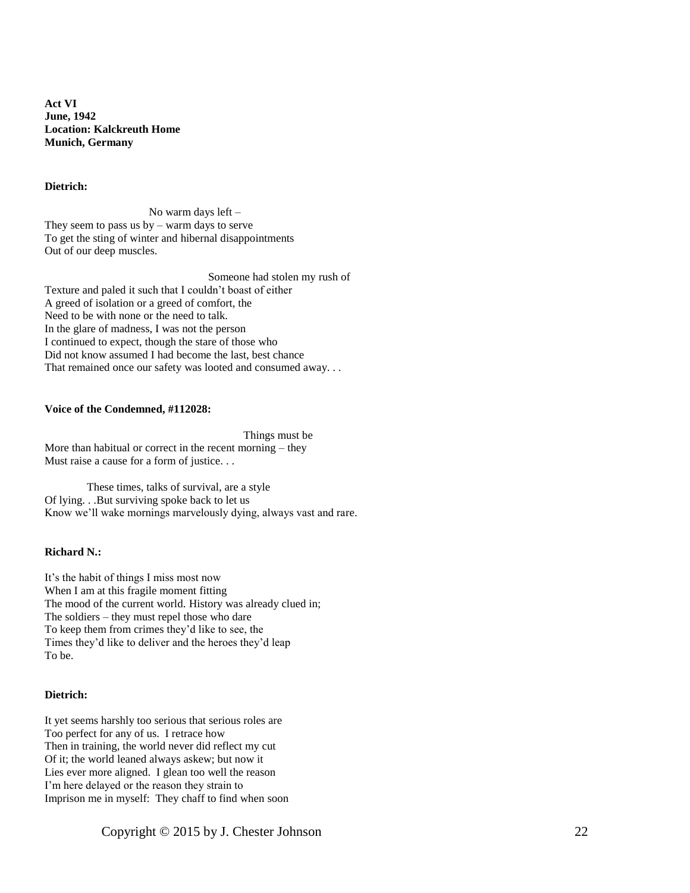**Act VI**
**June, 1942**
**Location: Kalckreuth Home**
**Munich, Germany**

**Dietrich:**

No warm days left –
They seem to pass us by – warm days to serve
To get the sting of winter and hibernal disappointments
Out of our deep muscles.

Someone had stolen my rush of
Texture and paled it such that I couldn't boast of either
A greed of isolation or a greed of comfort, the
Need to be with none or the need to talk.
In the glare of madness, I was not the person
I continued to expect, though the stare of those who
Did not know assumed I had become the last, best chance
That remained once our safety was looted and consumed away. . .

**Voice of the Condemned, #112028:**

Things must be
More than habitual or correct in the recent morning – they
Must raise a cause for a form of justice. . .

These times, talks of survival, are a style
Of lying. . .But surviving spoke back to let us
Know we'll wake mornings marvelously dying, always vast and rare.

**Richard N.:**

It's the habit of things I miss most now
When I am at this fragile moment fitting
The mood of the current world. History was already clued in;
The soldiers – they must repel those who dare
To keep them from crimes they'd like to see, the
Times they'd like to deliver and the heroes they'd leap
To be.

**Dietrich:**

It yet seems harshly too serious that serious roles are
Too perfect for any of us. I retrace how
Then in training, the world never did reflect my cut
Of it; the world leaned always askew; but now it
Lies ever more aligned. I glean too well the reason
I'm here delayed or the reason they strain to
Imprison me in myself: They chaff to find when soon

Copyright © 2015 by J. Chester Johnson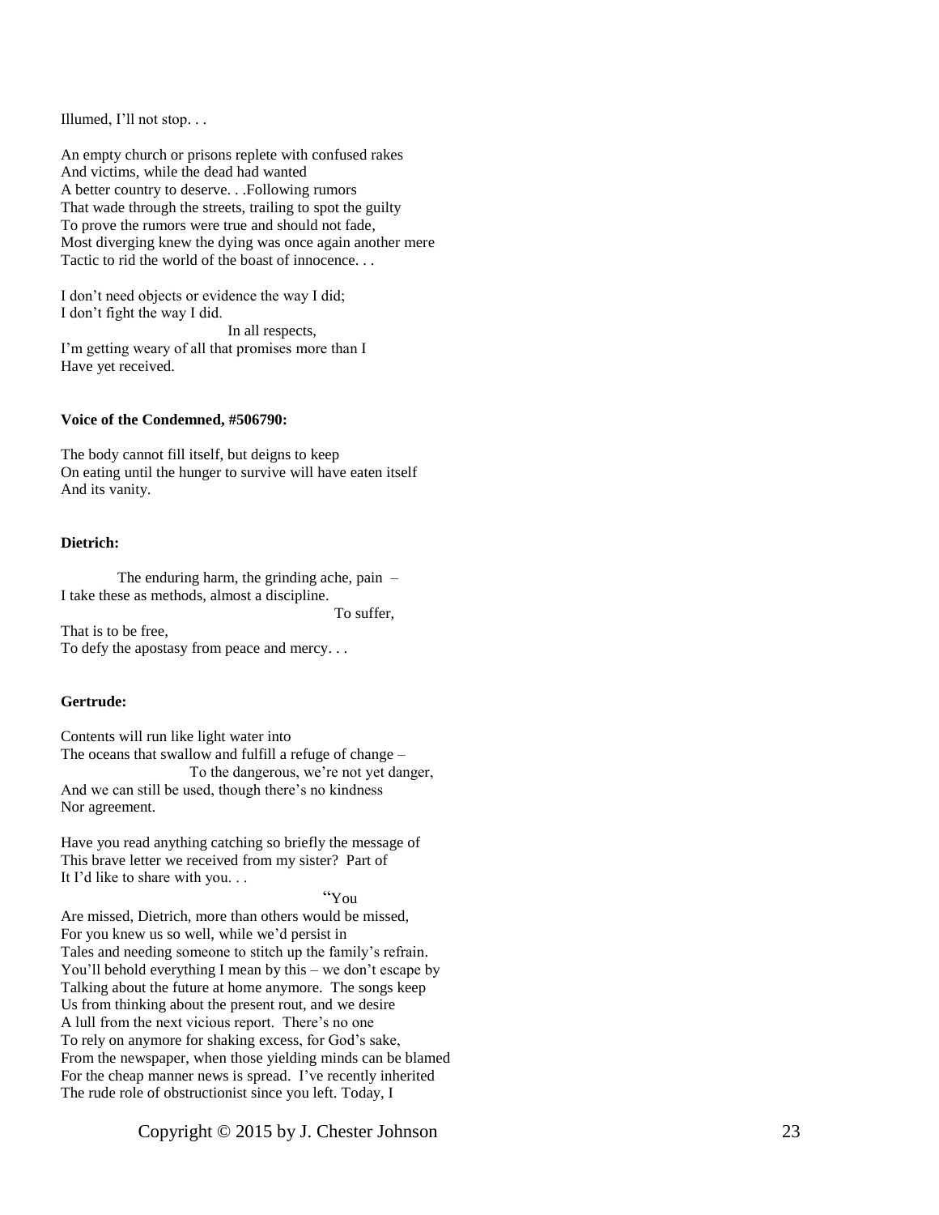Illumed, I'll not stop. . .

An empty church or prisons replete with confused rakes
And victims, while the dead had wanted
A better country to deserve. . .Following rumors
That wade through the streets, trailing to spot the guilty
To prove the rumors were true and should not fade,
Most diverging knew the dying was once again another mere
Tactic to rid the world of the boast of innocence. . .

I don't need objects or evidence the way I did;
I don't fight the way I did.
                                        In all respects,
I'm getting weary of all that promises more than I
Have yet received.

**Voice of the Condemned, #506790:**

The body cannot fill itself, but deigns to keep
On eating until the hunger to survive will have eaten itself
And its vanity.

**Dietrich:**

          The enduring harm, the grinding ache, pain –
I take these as methods, almost a discipline.
                                                            To suffer,
That is to be free,
To defy the apostasy from peace and mercy. . .

**Gertrude:**

Contents will run like light water into
The oceans that swallow and fulfill a refuge of change –
                              To the dangerous, we're not yet danger,
And we can still be used, though there's no kindness
Nor agreement.

Have you read anything catching so briefly the message of
This brave letter we received from my sister? Part of
It I'd like to share with you. . .
                                                            "You
Are missed, Dietrich, more than others would be missed,
For you knew us so well, while we'd persist in
Tales and needing someone to stitch up the family's refrain.
You'll behold everything I mean by this – we don't escape by
Talking about the future at home anymore. The songs keep
Us from thinking about the present rout, and we desire
A lull from the next vicious report. There's no one
To rely on anymore for shaking excess, for God's sake,
From the newspaper, when those yielding minds can be blamed
For the cheap manner news is spread. I've recently inherited
The rude role of obstructionist since you left. Today, I

Copyright © 2015 by J. Chester Johnson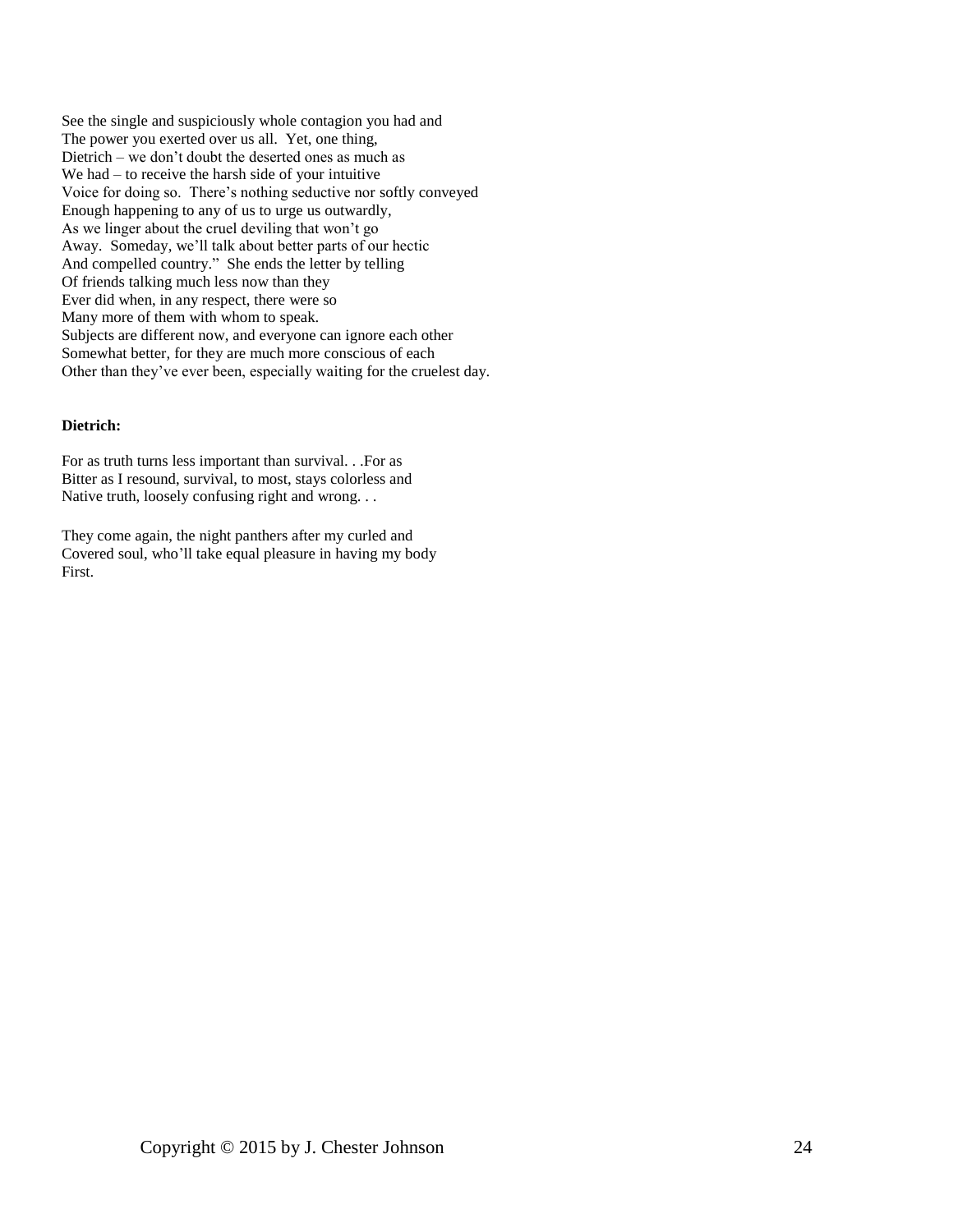See the single and suspiciously whole contagion you had and
The power you exerted over us all. Yet, one thing,
Dietrich – we don't doubt the deserted ones as much as
We had – to receive the harsh side of your intuitive
Voice for doing so. There's nothing seductive nor softly conveyed
Enough happening to any of us to urge us outwardly,
As we linger about the cruel deviling that won't go
Away. Someday, we'll talk about better parts of our hectic
And compelled country." She ends the letter by telling
Of friends talking much less now than they
Ever did when, in any respect, there were so
Many more of them with whom to speak.
Subjects are different now, and everyone can ignore each other
Somewhat better, for they are much more conscious of each
Other than they've ever been, especially waiting for the cruelest day.

**Dietrich:**

For as truth turns less important than survival. . .For as
Bitter as I resound, survival, to most, stays colorless and
Native truth, loosely confusing right and wrong. . .

They come again, the night panthers after my curled and
Covered soul, who'll take equal pleasure in having my body
First.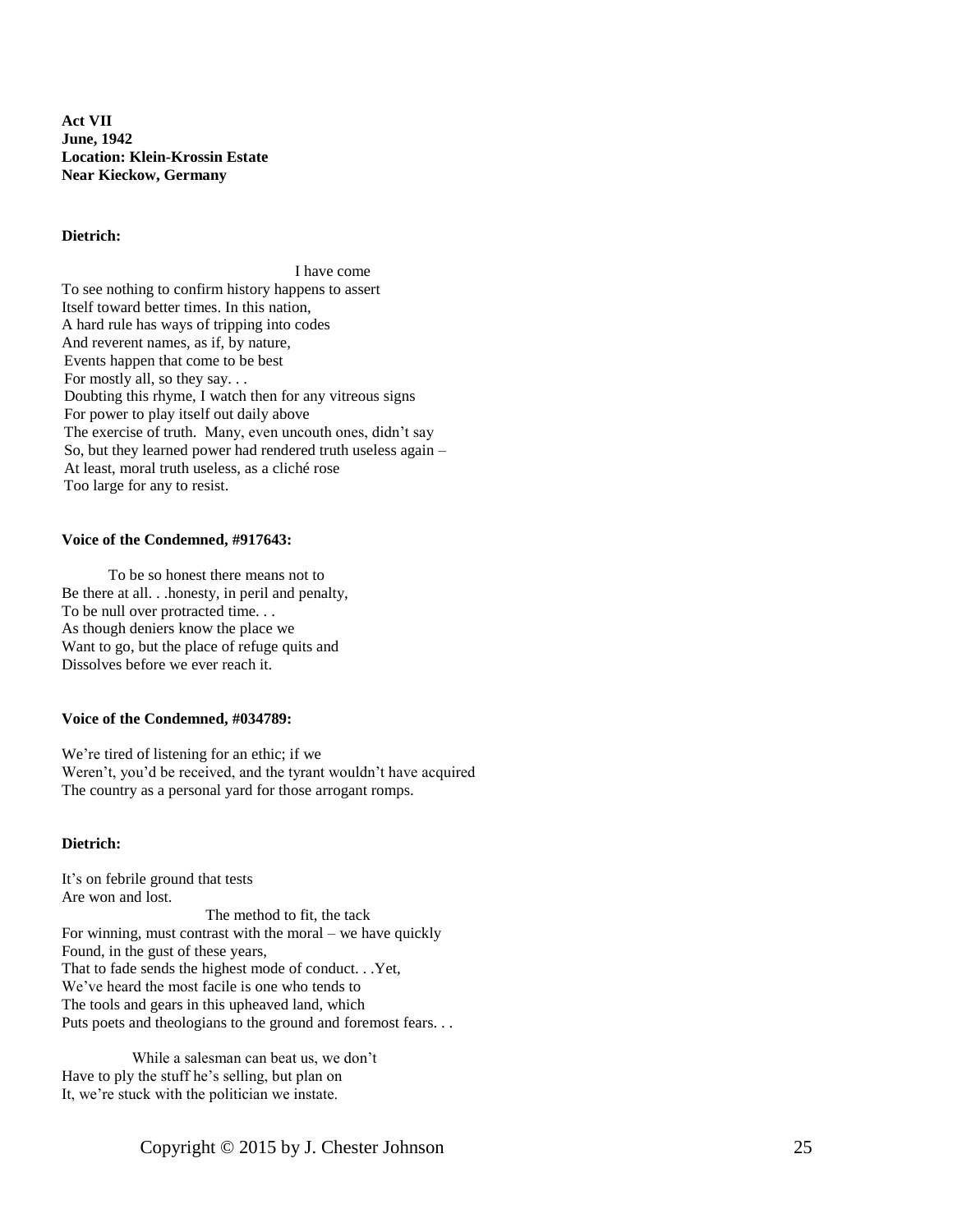**Act VII**
**June, 1942**
**Location: Klein-Krossin Estate**
**Near Kieckow, Germany**

**Dietrich:**

I have come
To see nothing to confirm history happens to assert
Itself toward better times. In this nation,
A hard rule has ways of tripping into codes
And reverent names, as if, by nature,
Events happen that come to be best
For mostly all, so they say. . .
Doubting this rhyme, I watch then for any vitreous signs
For power to play itself out daily above
The exercise of truth. Many, even uncouth ones, didn't say
So, but they learned power had rendered truth useless again –
At least, moral truth useless, as a cliché rose
Too large for any to resist.

**Voice of the Condemned, #917643:**

To be so honest there means not to
Be there at all. . .honesty, in peril and penalty,
To be null over protracted time. . .
As though deniers know the place we
Want to go, but the place of refuge quits and
Dissolves before we ever reach it.

**Voice of the Condemned, #034789:**

We're tired of listening for an ethic; if we
Weren't, you'd be received, and the tyrant wouldn't have acquired
The country as a personal yard for those arrogant romps.

**Dietrich:**

It's on febrile ground that tests
Are won and lost.
The method to fit, the tack
For winning, must contrast with the moral – we have quickly
Found, in the gust of these years,
That to fade sends the highest mode of conduct. . .Yet,
We've heard the most facile is one who tends to
The tools and gears in this upheaved land, which
Puts poets and theologians to the ground and foremost fears. . .

While a salesman can beat us, we don't
Have to ply the stuff he's selling, but plan on
It, we're stuck with the politician we instate.

Copyright © 2015 by J. Chester Johnson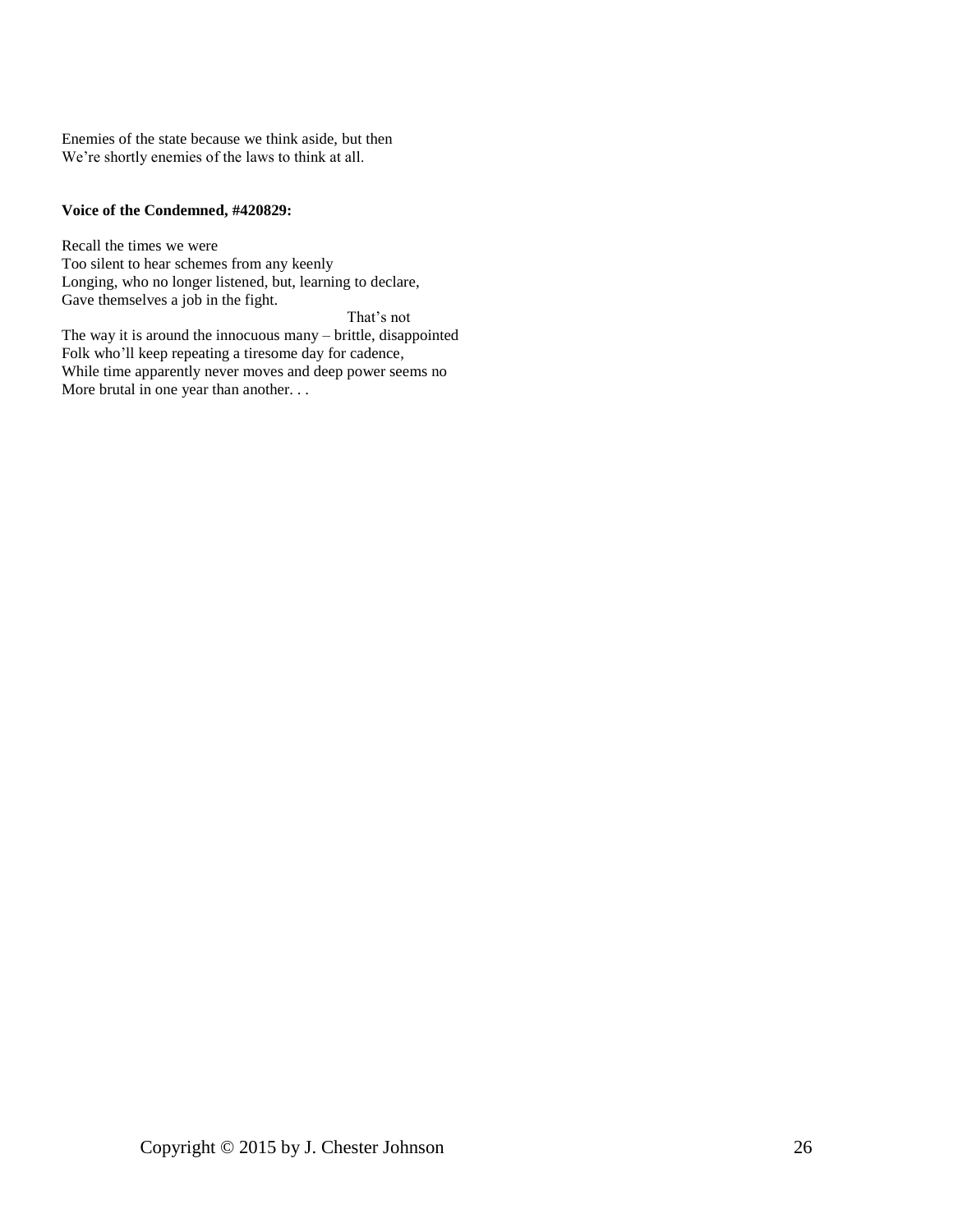Enemies of the state because we think aside, but then
We're shortly enemies of the laws to think at all.

**Voice of the Condemned, #420829:**

Recall the times we were
Too silent to hear schemes from any keenly
Longing, who no longer listened, but, learning to declare,
Gave themselves a job in the fight.
                                                                  That's not
The way it is around the innocuous many – brittle, disappointed
Folk who'll keep repeating a tiresome day for cadence,
While time apparently never moves and deep power seems no
More brutal in one year than another. . .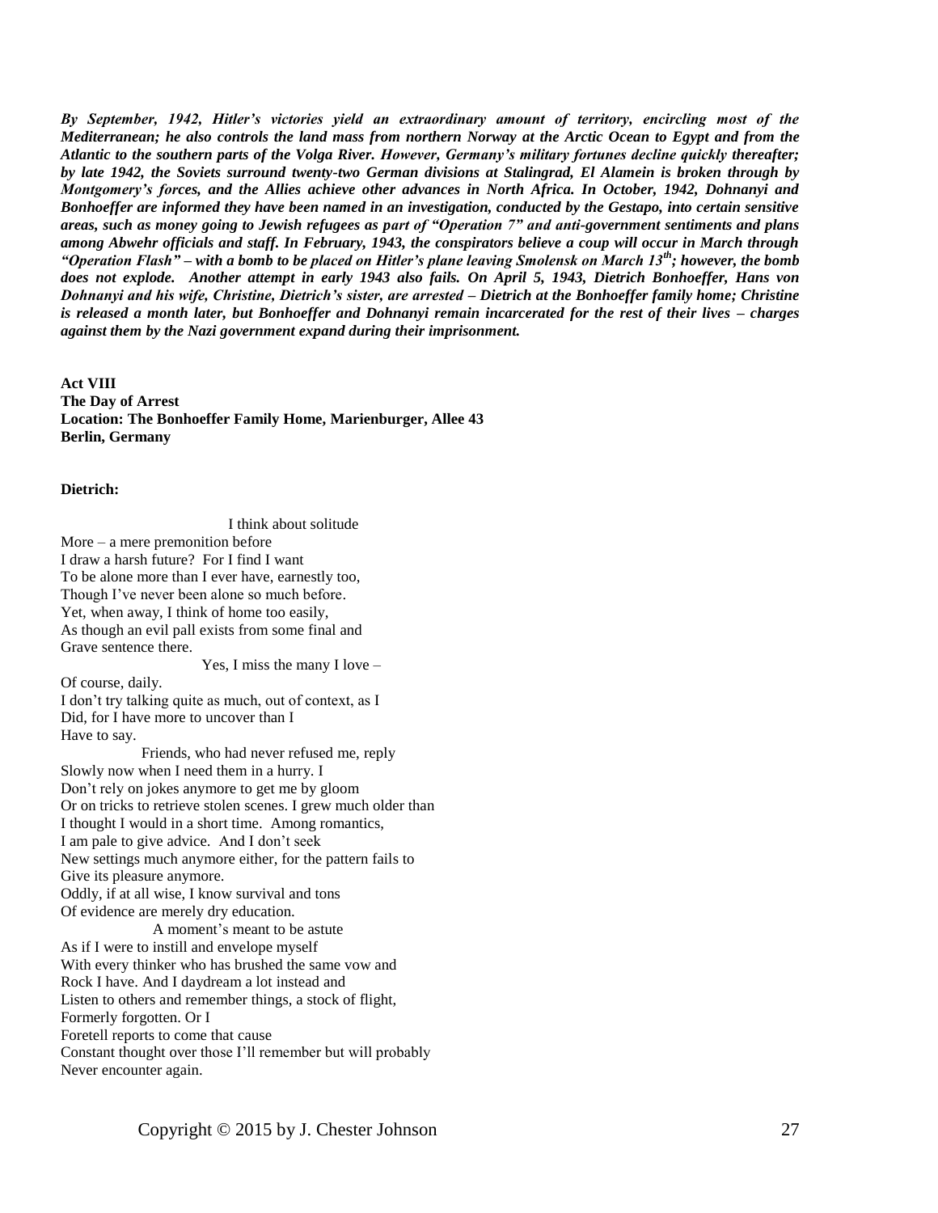***By September, 1942, Hitler's victories yield an extraordinary amount of territory, encircling most of the Mediterranean; he also controls the land mass from northern Norway at the Arctic Ocean to Egypt and from the Atlantic to the southern parts of the Volga River. However, Germany's military fortunes decline quickly thereafter; by late 1942, the Soviets surround twenty-two German divisions at Stalingrad, El Alamein is broken through by Montgomery's forces, and the Allies achieve other advances in North Africa. In October, 1942, Dohnanyi and Bonhoeffer are informed they have been named in an investigation, conducted by the Gestapo, into certain sensitive areas, such as money going to Jewish refugees as part of "Operation 7" and anti-government sentiments and plans among Abwehr officials and staff. In February, 1943, the conspirators believe a coup will occur in March through "Operation Flash" – with a bomb to be placed on Hitler's plane leaving Smolensk on March 13th; however, the bomb does not explode. Another attempt in early 1943 also fails. On April 5, 1943, Dietrich Bonhoeffer, Hans von Dohnanyi and his wife, Christine, Dietrich's sister, are arrested – Dietrich at the Bonhoeffer family home; Christine is released a month later, but Bonhoeffer and Dohnanyi remain incarcerated for the rest of their lives – charges against them by the Nazi government expand during their imprisonment.***

**Act VIII**
**The Day of Arrest**
**Location: The Bonhoeffer Family Home, Marienburger, Allee 43**
**Berlin, Germany**

**Dietrich:**

I think about solitude
More – a mere premonition before
I draw a harsh future? For I find I want
To be alone more than I ever have, earnestly too,
Though I've never been alone so much before.
Yet, when away, I think of home too easily,
As though an evil pall exists from some final and
Grave sentence there.
Yes, I miss the many I love –
Of course, daily.
I don't try talking quite as much, out of context, as I
Did, for I have more to uncover than I
Have to say.
Friends, who had never refused me, reply
Slowly now when I need them in a hurry. I
Don't rely on jokes anymore to get me by gloom
Or on tricks to retrieve stolen scenes. I grew much older than
I thought I would in a short time. Among romantics,
I am pale to give advice. And I don't seek
New settings much anymore either, for the pattern fails to
Give its pleasure anymore.
Oddly, if at all wise, I know survival and tons
Of evidence are merely dry education.
A moment's meant to be astute
As if I were to instill and envelope myself
With every thinker who has brushed the same vow and
Rock I have. And I daydream a lot instead and
Listen to others and remember things, a stock of flight,
Formerly forgotten. Or I
Foretell reports to come that cause
Constant thought over those I'll remember but will probably
Never encounter again.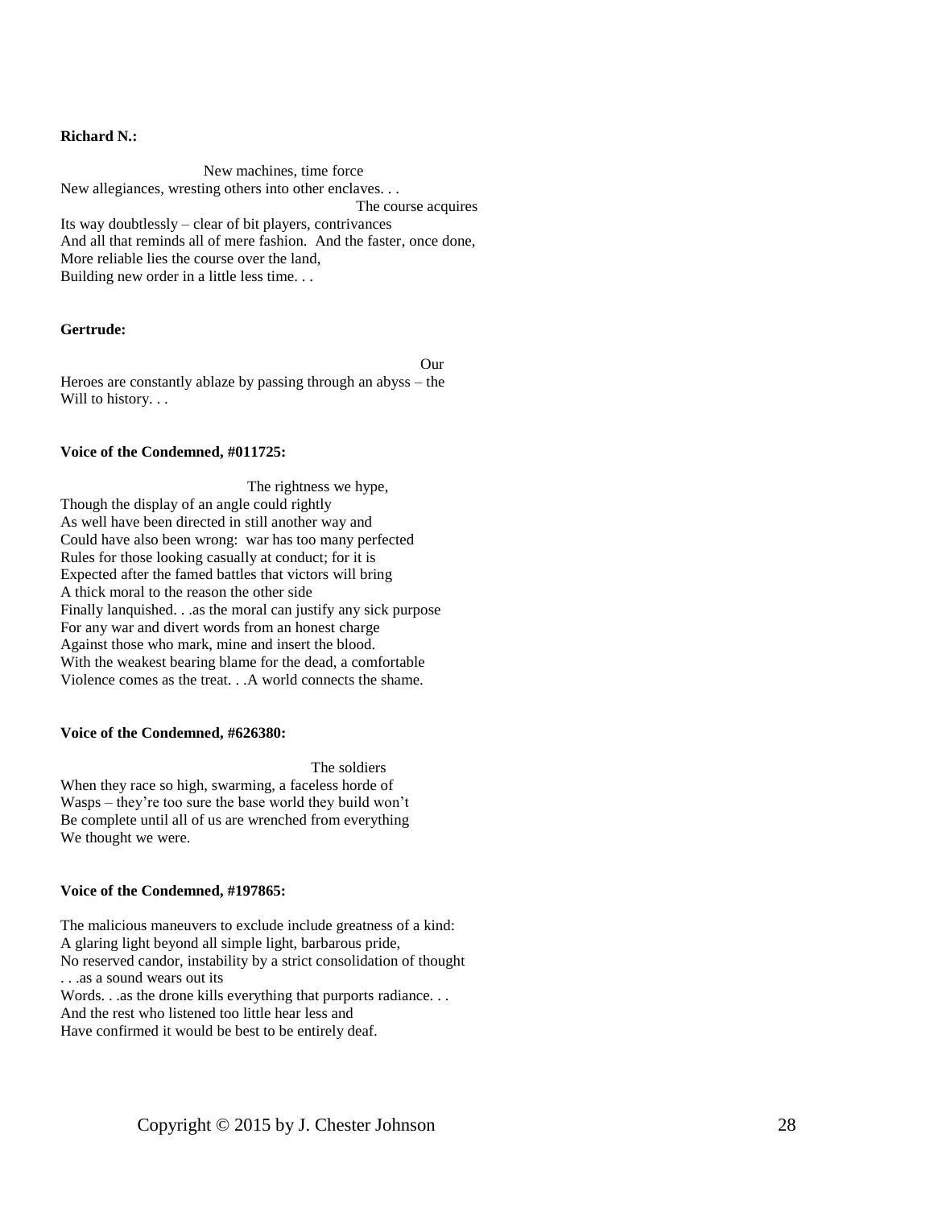**Richard N.:**

New machines, time force
New allegiances, wresting others into other enclaves. . .
The course acquires
Its way doubtlessly – clear of bit players, contrivances
And all that reminds all of mere fashion.  And the faster, once done,
More reliable lies the course over the land,
Building new order in a little less time. . .

**Gertrude:**

Our
Heroes are constantly ablaze by passing through an abyss – the
Will to history. . .

**Voice of the Condemned, #011725:**

The rightness we hype,
Though the display of an angle could rightly
As well have been directed in still another way and
Could have also been wrong:  war has too many perfected
Rules for those looking casually at conduct; for it is
Expected after the famed battles that victors will bring
A thick moral to the reason the other side
Finally lanquished. . .as the moral can justify any sick purpose
For any war and divert words from an honest charge
Against those who mark, mine and insert the blood.
With the weakest bearing blame for the dead, a comfortable
Violence comes as the treat. . .A world connects the shame.

**Voice of the Condemned, #626380:**

The soldiers
When they race so high, swarming, a faceless horde of
Wasps – they're too sure the base world they build won't
Be complete until all of us are wrenched from everything
We thought we were.

**Voice of the Condemned, #197865:**

The malicious maneuvers to exclude include greatness of a kind:
A glaring light beyond all simple light, barbarous pride,
No reserved candor, instability by a strict consolidation of thought
. . .as a sound wears out its
Words. . .as the drone kills everything that purports radiance. . .
And the rest who listened too little hear less and
Have confirmed it would be best to be entirely deaf.

Copyright © 2015 by J. Chester Johnson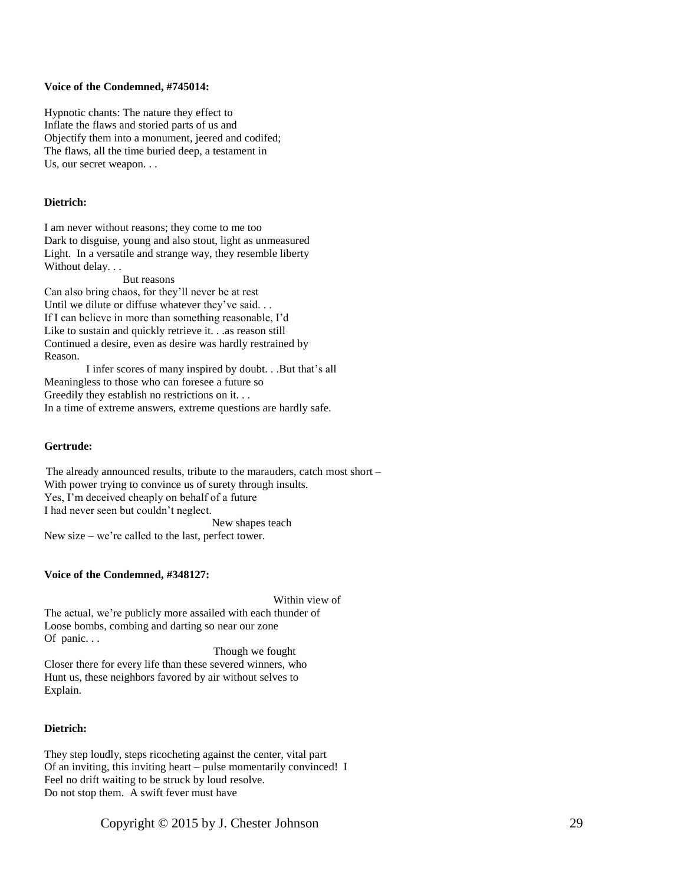**Voice of the Condemned, #745014:**

Hypnotic chants: The nature they effect to  
Inflate the flaws and storied parts of us and  
Objectify them into a monument, jeered and codifed;  
The flaws, all the time buried deep, a testament in  
Us, our secret weapon. . .

**Dietrich:**

I am never without reasons; they come to me too  
Dark to disguise, young and also stout, light as unmeasured  
Light. In a versatile and strange way, they resemble liberty  
Without delay. . .  
                    But reasons  
Can also bring chaos, for they'll never be at rest  
Until we dilute or diffuse whatever they've said. . .  
If I can believe in more than something reasonable, I'd  
Like to sustain and quickly retrieve it. . .as reason still  
Continued a desire, even as desire was hardly restrained by  
Reason.  
            I infer scores of many inspired by doubt. . .But that's all  
Meaningless to those who can foresee a future so  
Greedily they establish no restrictions on it. . .  
In a time of extreme answers, extreme questions are hardly safe.

**Gertrude:**

The already announced results, tribute to the marauders, catch most short –  
With power trying to convince us of surety through insults.  
Yes, I'm deceived cheaply on behalf of a future  
I had never seen but couldn't neglect.  
                                        New shapes teach  
New size – we're called to the last, perfect tower.

**Voice of the Condemned, #348127:**

                                        Within view of  
The actual, we're publicly more assailed with each thunder of  
Loose bombs, combing and darting so near our zone  
Of panic. . .  
                                        Though we fought  
Closer there for every life than these severed winners, who  
Hunt us, these neighbors favored by air without selves to  
Explain.

**Dietrich:**

They step loudly, steps ricocheting against the center, vital part  
Of an inviting, this inviting heart – pulse momentarily convinced! I  
Feel no drift waiting to be struck by loud resolve.  
Do not stop them. A swift fever must have

Copyright © 2015 by J. Chester Johnson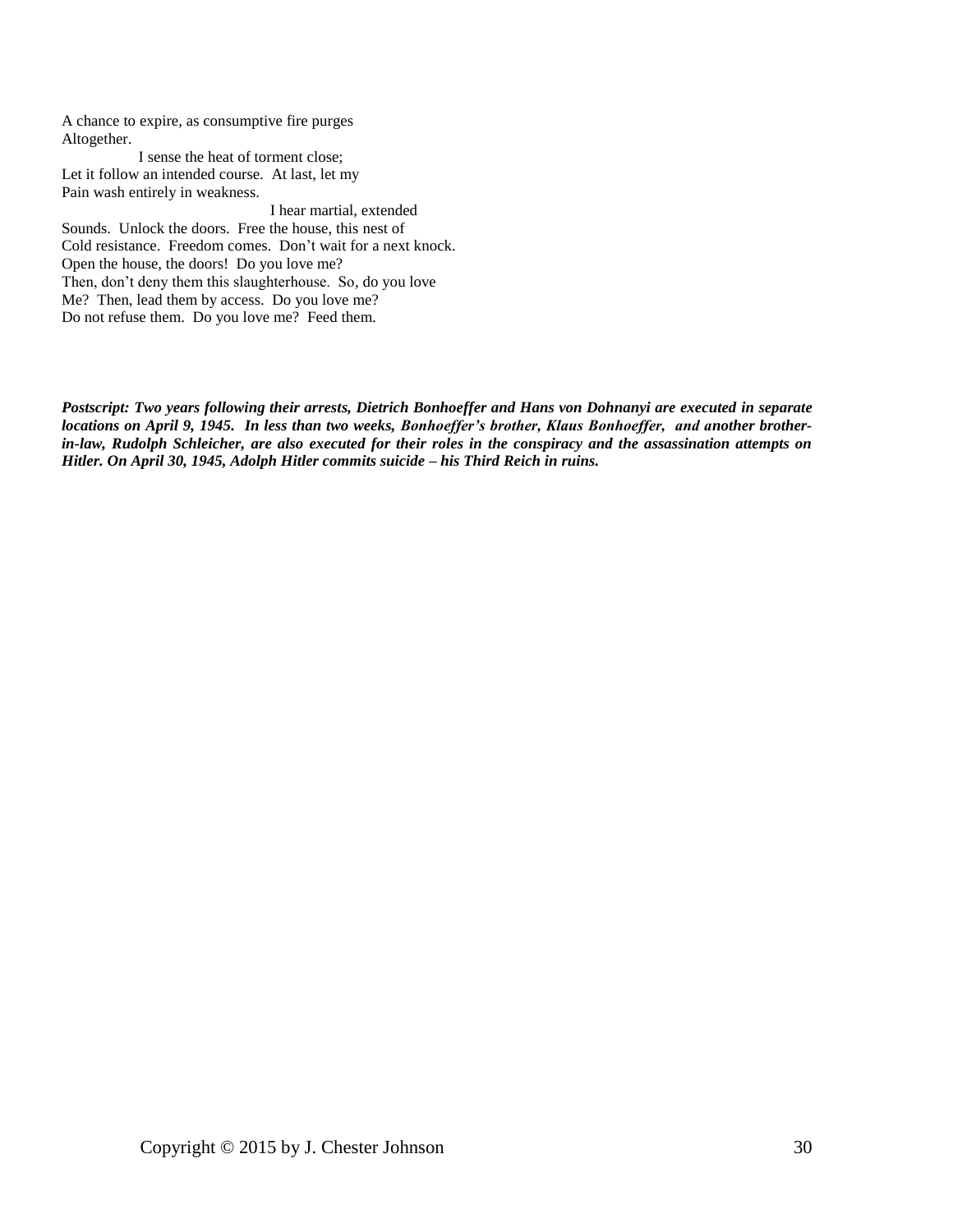A chance to expire, as consumptive fire purges
Altogether.
I sense the heat of torment close;
Let it follow an intended course. At last, let my
Pain wash entirely in weakness.
I hear martial, extended
Sounds. Unlock the doors. Free the house, this nest of
Cold resistance. Freedom comes. Don't wait for a next knock.
Open the house, the doors! Do you love me?
Then, don't deny them this slaughterhouse. So, do you love
Me? Then, lead them by access. Do you love me?
Do not refuse them. Do you love me? Feed them.

***Postscript: Two years following their arrests, Dietrich Bonhoeffer and Hans von Dohnanyi are executed in separate locations on April 9, 1945. In less than two weeks, Bonhoeffer's brother, Klaus Bonhoeffer, and another brother-in-law, Rudolph Schleicher, are also executed for their roles in the conspiracy and the assassination attempts on Hitler. On April 30, 1945, Adolph Hitler commits suicide – his Third Reich in ruins.***

Copyright © 2015 by J. Chester Johnson